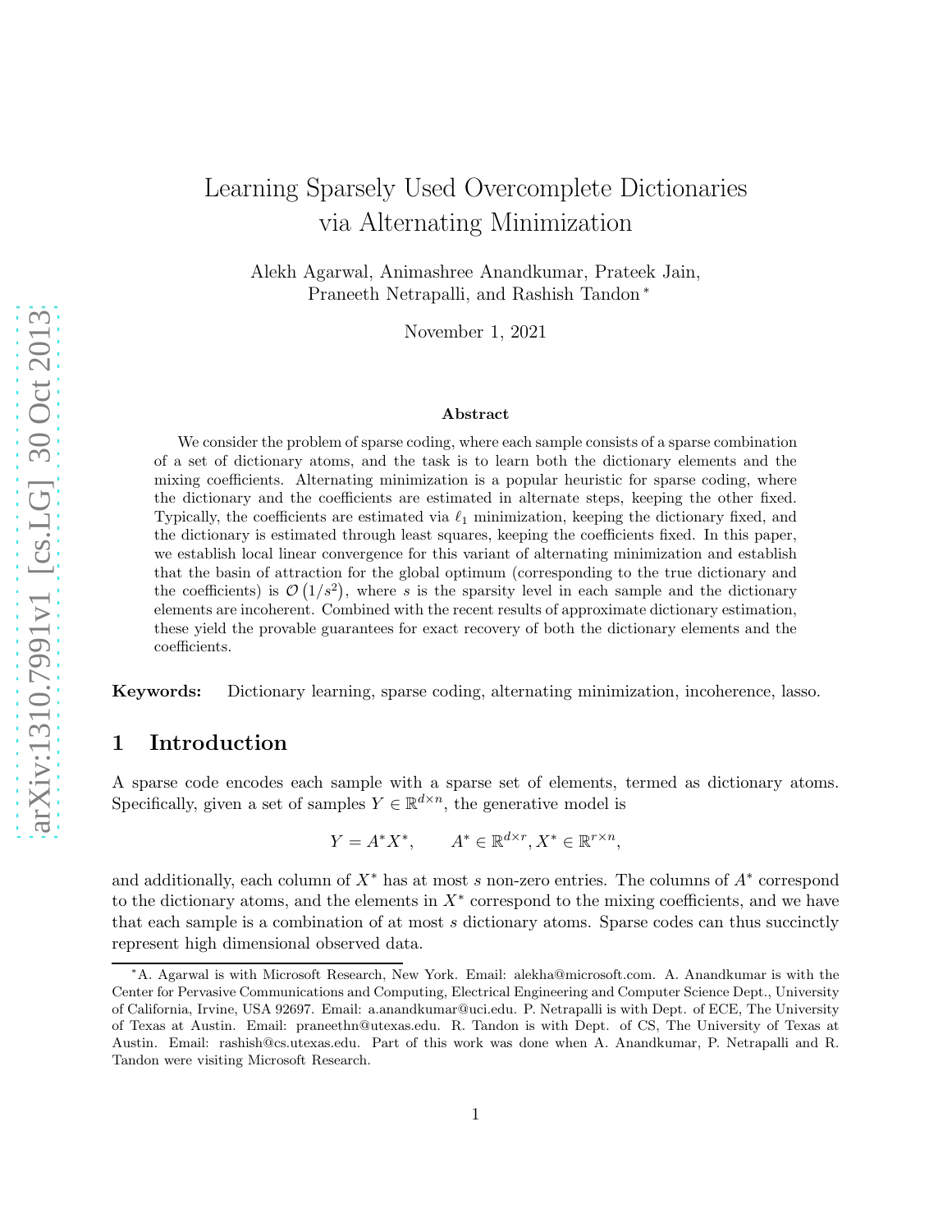# Learning Sparsely Used Overcomplete Dictionaries via Alternating Minimization

Alekh Agarwal, Animashree Anandkumar, Prateek Jain, Praneeth Netrapalli, and Rashish Tandon [*]

November 1, 2021

### Abstract

We consider the problem of sparse coding, where each sample consists of a sparse combination of a set of dictionary atoms, and the task is to learn both the dictionary elements and the mixing coefficients. Alternating minimization is a popular heuristic for sparse coding, where the dictionary and the coefficients are estimated in alternate steps, keeping the other fixed. Typically, the coefficients are estimated via $\ell_1$ minimization, keeping the dictionary fixed, and the dictionary is estimated through least squares, keeping the coefficients fixed. In this paper, we establish local linear convergence for this variant of alternating minimization and establish that the basin of attraction for the global optimum (corresponding to the true dictionary and the coefficients) is $\mathcal{O}\left(1/s^2\right)$, where $s$ is the sparsity level in each sample and the dictionary elements are incoherent. Combined with the recent results of approximate dictionary estimation, these yield the provable guarantees for exact recovery of both the dictionary elements and the coefficients.

**Keywords:** Dictionary learning, sparse coding, alternating minimization, incoherence, lasso.

## 1 Introduction

A sparse code encodes each sample with a sparse set of elements, termed as dictionary atoms. Specifically, given a set of samples $Y \in \mathbb{R}^{d \times n}$, the generative model is

$$Y = A^* X^*, \qquad A^* \in \mathbb{R}^{d \times r}, X^* \in \mathbb{R}^{r \times n},$$

and additionally, each column of $X^*$ has at most $s$ non-zero entries. The columns of $A^*$ correspond to the dictionary atoms, and the elements in $X^*$ correspond to the mixing coefficients, and we have that each sample is a combination of at most $s$ dictionary atoms. Sparse codes can thus succinctly represent high dimensional observed data.

[*]A. Agarwal is with Microsoft Research, New York. Email: alekha@microsoft.com. A. Anandkumar is with the Center for Pervasive Communications and Computing, Electrical Engineering and Computer Science Dept., University of California, Irvine, USA 92697. Email: a.anandkumar@uci.edu. P. Netrapalli is with Dept. of ECE, The University of Texas at Austin. Email: praneethn@utexas.edu. R. Tandon is with Dept. of CS, The University of Texas at Austin. Email: rashish@cs.utexas.edu. Part of this work was done when A. Anandkumar, P. Netrapalli and R. Tandon were visiting Microsoft Research.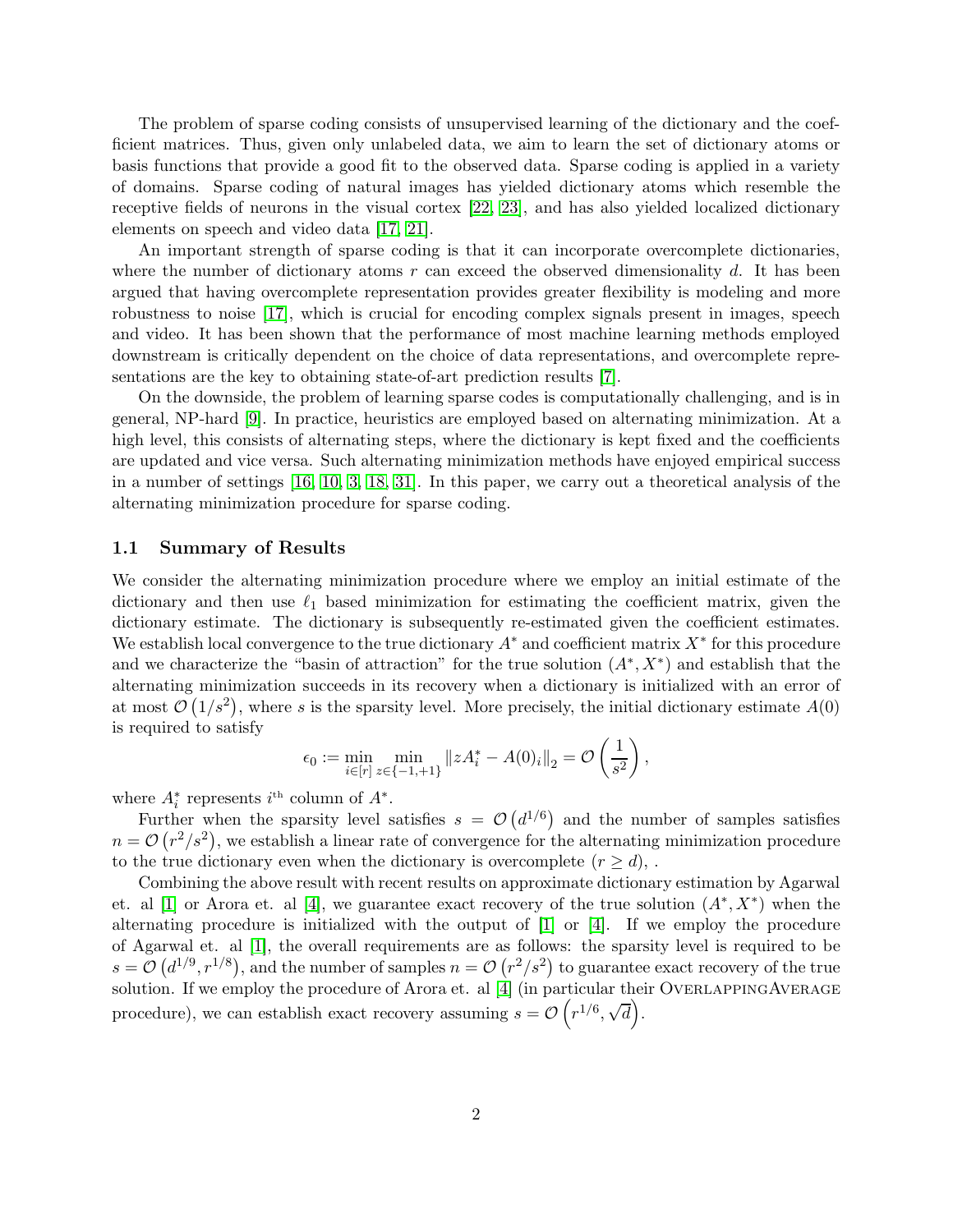The problem of sparse coding consists of unsupervised learning of the dictionary and the coefficient matrices. Thus, given only unlabeled data, we aim to learn the set of dictionary atoms or basis functions that provide a good fit to the observed data. Sparse coding is applied in a variety of domains. Sparse coding of natural images has yielded dictionary atoms which resemble the receptive fields of neurons in the visual cortex [22, 23], and has also yielded localized dictionary elements on speech and video data [17, 21].

An important strength of sparse coding is that it can incorporate overcomplete dictionaries, where the number of dictionary atoms $r$ can exceed the observed dimensionality $d$. It has been argued that having overcomplete representation provides greater flexibility is modeling and more robustness to noise [17], which is crucial for encoding complex signals present in images, speech and video. It has been shown that the performance of most machine learning methods employed downstream is critically dependent on the choice of data representations, and overcomplete representations are the key to obtaining state-of-art prediction results [7].

On the downside, the problem of learning sparse codes is computationally challenging, and is in general, NP-hard [9]. In practice, heuristics are employed based on alternating minimization. At a high level, this consists of alternating steps, where the dictionary is kept fixed and the coefficients are updated and vice versa. Such alternating minimization methods have enjoyed empirical success in a number of settings [16, 10, 3, 18, 31]. In this paper, we carry out a theoretical analysis of the alternating minimization procedure for sparse coding.

### 1.1 Summary of Results

We consider the alternating minimization procedure where we employ an initial estimate of the dictionary and then use $\ell_1$ based minimization for estimating the coefficient matrix, given the dictionary estimate. The dictionary is subsequently re-estimated given the coefficient estimates. We establish local convergence to the true dictionary $A^*$ and coefficient matrix $X^*$ for this procedure and we characterize the "basin of attraction" for the true solution $(A^*, X^*)$ and establish that the alternating minimization succeeds in its recovery when a dictionary is initialized with an error of at most $\mathcal{O}\left(1/s^2\right)$, where $s$ is the sparsity level. More precisely, the initial dictionary estimate $A(0)$ is required to satisfy

$$\epsilon_0 := \min_{i \in [r]} \min_{z \in \{-1,+1\}} \|zA_i^* - A(0)_i\|_2 = \mathcal{O}\left(\frac{1}{s^2}\right),$$

where $A_i^*$ represents $i^{\text{th}}$ column of $A^*$.

Further when the sparsity level satisfies $s = \mathcal{O}\left(d^{1/6}\right)$ and the number of samples satisfies $n = \mathcal{O}\left(r^2/s^2\right)$, we establish a linear rate of convergence for the alternating minimization procedure to the true dictionary even when the dictionary is overcomplete ($r \geq d$), .

Combining the above result with recent results on approximate dictionary estimation by Agarwal et. al [1] or Arora et. al [4], we guarantee exact recovery of the true solution $(A^*, X^*)$ when the alternating procedure is initialized with the output of [1] or [4]. If we employ the procedure of Agarwal et. al [1], the overall requirements are as follows: the sparsity level is required to be $s = \mathcal{O}\left(d^{1/9}, r^{1/8}\right)$, and the number of samples $n = \mathcal{O}\left(r^2/s^2\right)$ to guarantee exact recovery of the true solution. If we employ the procedure of Arora et. al [4] (in particular their OverlappingAverage procedure), we can establish exact recovery assuming $s = \mathcal{O}\left(r^{1/6}, \sqrt{d}\right)$.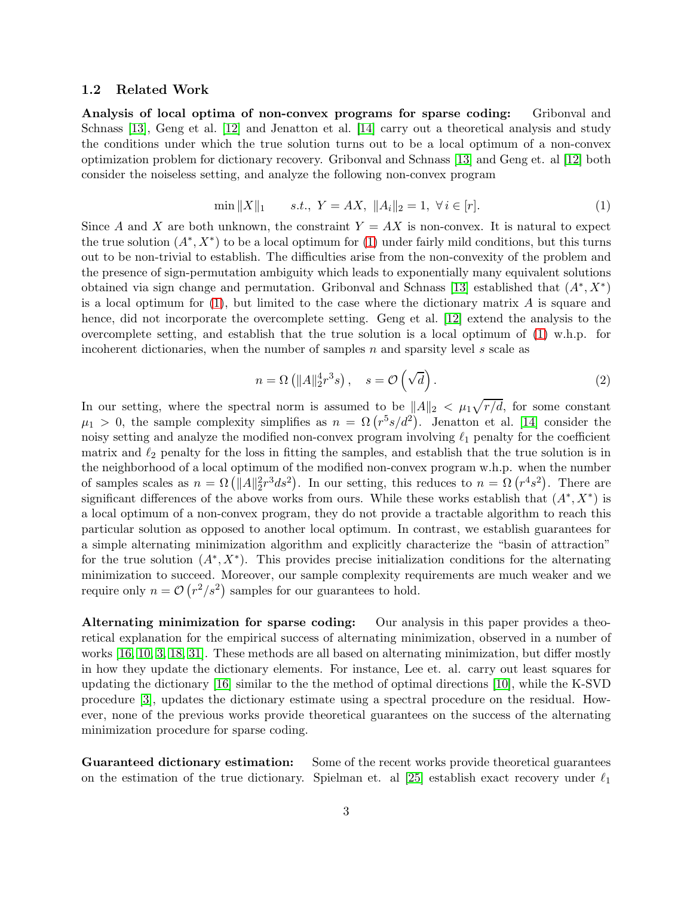### 1.2 Related Work

**Analysis of local optima of non-convex programs for sparse coding:** Gribonval and Schnass [13], Geng et al. [12] and Jenatton et al. [14] carry out a theoretical analysis and study the conditions under which the true solution turns out to be a local optimum of a non-convex optimization problem for dictionary recovery. Gribonval and Schnass [13] and Geng et. al [12] both consider the noiseless setting, and analyze the following non-convex program

$$\min \|X\|_1 \qquad s.t.,\ Y = AX,\ \|A_i\|_2 = 1,\ \forall\, i \in [r]. \tag{1}$$

Since $A$ and $X$ are both unknown, the constraint $Y = AX$ is non-convex. It is natural to expect the true solution $(A^*, X^*)$ to be a local optimum for (1) under fairly mild conditions, but this turns out to be non-trivial to establish. The difficulties arise from the non-convexity of the problem and the presence of sign-permutation ambiguity which leads to exponentially many equivalent solutions obtained via sign change and permutation. Gribonval and Schnass [13] established that $(A^*, X^*)$ is a local optimum for (1), but limited to the case where the dictionary matrix $A$ is square and hence, did not incorporate the overcomplete setting. Geng et al. [12] extend the analysis to the overcomplete setting, and establish that the true solution is a local optimum of (1) w.h.p. for incoherent dictionaries, when the number of samples $n$ and sparsity level $s$ scale as

$$n = \Omega\left(\|A\|_2^4 r^3 s\right), \quad s = \mathcal{O}\left(\sqrt{d}\right). \tag{2}$$

In our setting, where the spectral norm is assumed to be $\|A\|_2 < \mu_1\sqrt{r/d}$, for some constant $\mu_1 > 0$, the sample complexity simplifies as $n = \Omega\left(r^5 s/d^2\right)$. Jenatton et al. [14] consider the noisy setting and analyze the modified non-convex program involving $\ell_1$ penalty for the coefficient matrix and $\ell_2$ penalty for the loss in fitting the samples, and establish that the true solution is in the neighborhood of a local optimum of the modified non-convex program w.h.p. when the number of samples scales as $n = \Omega\left(\|A\|_2^2 r^3 d s^2\right)$. In our setting, this reduces to $n = \Omega\left(r^4 s^2\right)$. There are significant differences of the above works from ours. While these works establish that $(A^*, X^*)$ is a local optimum of a non-convex program, they do not provide a tractable algorithm to reach this particular solution as opposed to another local optimum. In contrast, we establish guarantees for a simple alternating minimization algorithm and explicitly characterize the "basin of attraction" for the true solution $(A^*, X^*)$. This provides precise initialization conditions for the alternating minimization to succeed. Moreover, our sample complexity requirements are much weaker and we require only $n = \mathcal{O}\left(r^2/s^2\right)$ samples for our guarantees to hold.

**Alternating minimization for sparse coding:** Our analysis in this paper provides a theoretical explanation for the empirical success of alternating minimization, observed in a number of works [16, 10, 3, 18, 31]. These methods are all based on alternating minimization, but differ mostly in how they update the dictionary elements. For instance, Lee et. al. carry out least squares for updating the dictionary [16] similar to the the method of optimal directions [10], while the K-SVD procedure [3], updates the dictionary estimate using a spectral procedure on the residual. However, none of the previous works provide theoretical guarantees on the success of the alternating minimization procedure for sparse coding.

**Guaranteed dictionary estimation:** Some of the recent works provide theoretical guarantees on the estimation of the true dictionary. Spielman et. al [25] establish exact recovery under $\ell_1$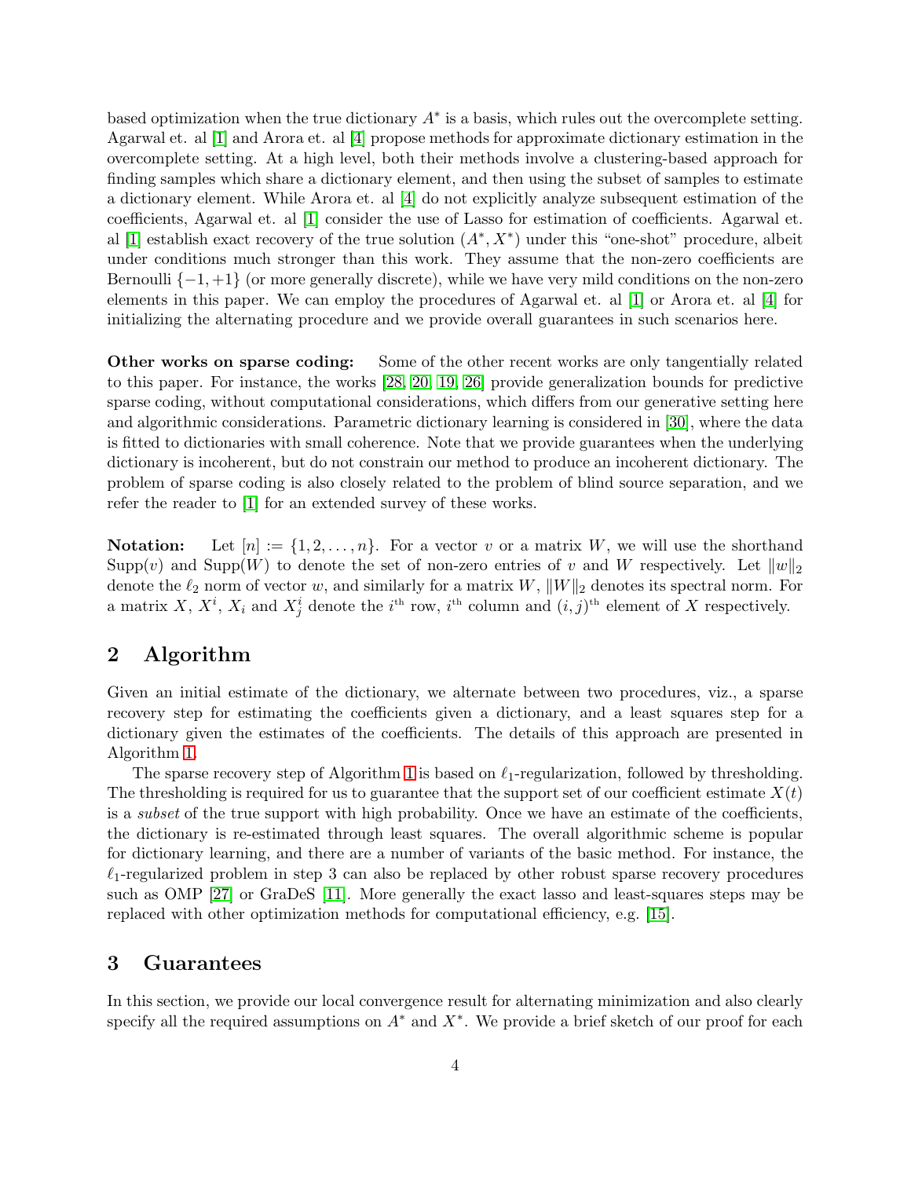based optimization when the true dictionary $A^*$ is a basis, which rules out the overcomplete setting. Agarwal et. al [1] and Arora et. al [4] propose methods for approximate dictionary estimation in the overcomplete setting. At a high level, both their methods involve a clustering-based approach for finding samples which share a dictionary element, and then using the subset of samples to estimate a dictionary element. While Arora et. al [4] do not explicitly analyze subsequent estimation of the coefficients, Agarwal et. al [1] consider the use of Lasso for estimation of coefficients. Agarwal et. al [1] establish exact recovery of the true solution $(A^*, X^*)$ under this "one-shot" procedure, albeit under conditions much stronger than this work. They assume that the non-zero coefficients are Bernoulli $\{-1, +1\}$ (or more generally discrete), while we have very mild conditions on the non-zero elements in this paper. We can employ the procedures of Agarwal et. al [1] or Arora et. al [4] for initializing the alternating procedure and we provide overall guarantees in such scenarios here.

**Other works on sparse coding:** Some of the other recent works are only tangentially related to this paper. For instance, the works [28, 20, 19, 26] provide generalization bounds for predictive sparse coding, without computational considerations, which differs from our generative setting here and algorithmic considerations. Parametric dictionary learning is considered in [30], where the data is fitted to dictionaries with small coherence. Note that we provide guarantees when the underlying dictionary is incoherent, but do not constrain our method to produce an incoherent dictionary. The problem of sparse coding is also closely related to the problem of blind source separation, and we refer the reader to [1] for an extended survey of these works.

**Notation:** Let $[n] := \{1, 2, \ldots, n\}$. For a vector $v$ or a matrix $W$, we will use the shorthand $\text{Supp}(v)$ and $\text{Supp}(W)$ to denote the set of non-zero entries of $v$ and $W$ respectively. Let $\|w\|_2$ denote the $\ell_2$ norm of vector $w$, and similarly for a matrix $W$, $\|W\|_2$ denotes its spectral norm. For a matrix $X$, $X^i$, $X_i$ and $X^i_j$ denote the $i^{\text{th}}$ row, $i^{\text{th}}$ column and $(i,j)^{\text{th}}$ element of $X$ respectively.

## 2 Algorithm

Given an initial estimate of the dictionary, we alternate between two procedures, viz., a sparse recovery step for estimating the coefficients given a dictionary, and a least squares step for a dictionary given the estimates of the coefficients. The details of this approach are presented in Algorithm 1.

The sparse recovery step of Algorithm 1 is based on $\ell_1$-regularization, followed by thresholding. The thresholding is required for us to guarantee that the support set of our coefficient estimate $X(t)$ is a *subset* of the true support with high probability. Once we have an estimate of the coefficients, the dictionary is re-estimated through least squares. The overall algorithmic scheme is popular for dictionary learning, and there are a number of variants of the basic method. For instance, the $\ell_1$-regularized problem in step 3 can also be replaced by other robust sparse recovery procedures such as OMP [27] or GraDeS [11]. More generally the exact lasso and least-squares steps may be replaced with other optimization methods for computational efficiency, e.g. [15].

## 3 Guarantees

In this section, we provide our local convergence result for alternating minimization and also clearly specify all the required assumptions on $A^*$ and $X^*$. We provide a brief sketch of our proof for each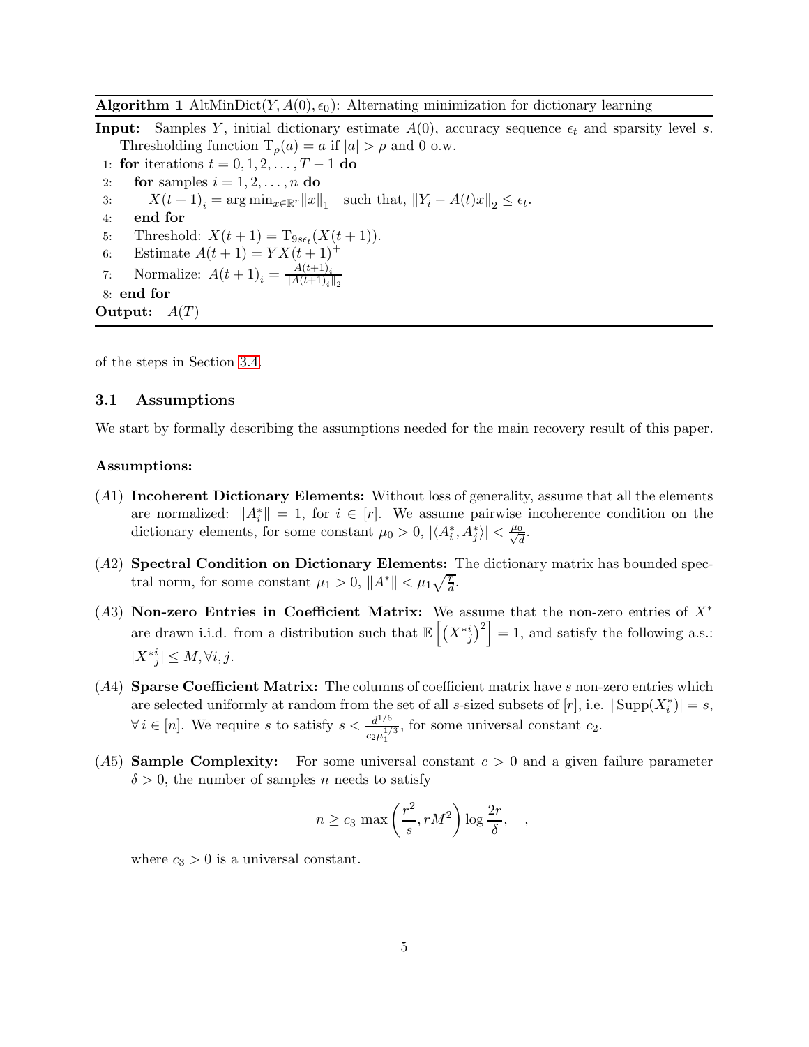**Algorithm 1** AltMinDict($Y, A(0), \epsilon_0$): Alternating minimization for dictionary learning

**Input:** Samples $Y$, initial dictionary estimate $A(0)$, accuracy sequence $\epsilon_t$ and sparsity level $s$. Thresholding function $\mathrm{T}_\rho(a) = a$ if $|a| > \rho$ and 0 o.w.

```
1: for iterations t = 0, 1, 2, ..., T − 1 do
2:     for samples i = 1, 2, ..., n do
3:         X(t+1)_i = argmin_{x ∈ R^r} ||x||_1   such that, ||Y_i − A(t)x||_2 ≤ ε_t.
4:     end for
5:     Threshold: X(t+1) = T_{9sε_t}(X(t+1)).
6:     Estimate A(t+1) = Y X(t+1)^+
7:     Normalize: A(t+1)_i = A(t+1)_i / ||A(t+1)_i||_2
8: end for
```

**Output:** $A(T)$

of the steps in Section 3.4.

### 3.1 Assumptions

We start by formally describing the assumptions needed for the main recovery result of this paper.

**Assumptions:**

- $(A1)$ **Incoherent Dictionary Elements:** Without loss of generality, assume that all the elements are normalized: $\|A_i^*\| = 1$, for $i \in [r]$. We assume pairwise incoherence condition on the dictionary elements, for some constant $\mu_0 > 0$, $|\langle A_i^*, A_j^* \rangle| < \frac{\mu_0}{\sqrt{d}}$.

- $(A2)$ **Spectral Condition on Dictionary Elements:** The dictionary matrix has bounded spectral norm, for some constant $\mu_1 > 0$, $\|A^*\| < \mu_1 \sqrt{\frac{r}{d}}$.

- $(A3)$ **Non-zero Entries in Coefficient Matrix:** We assume that the non-zero entries of $X^*$ are drawn i.i.d. from a distribution such that $\mathbb{E}\left[\left({X^*}_j^i\right)^2\right] = 1$, and satisfy the following a.s.: $|{X^*}_j^i| \leq M, \forall i, j$.

- $(A4)$ **Sparse Coefficient Matrix:** The columns of coefficient matrix have $s$ non-zero entries which are selected uniformly at random from the set of all $s$-sized subsets of $[r]$, i.e. $|\operatorname{Supp}(X_i^*)| = s$, $\forall\, i \in [n]$. We require $s$ to satisfy $s < \frac{d^{1/6}}{c_2 \mu_1^{1/3}}$, for some universal constant $c_2$.

- $(A5)$ **Sample Complexity:** For some universal constant $c > 0$ and a given failure parameter $\delta > 0$, the number of samples $n$ needs to satisfy

$$n \geq c_3 \max\left(\frac{r^2}{s}, rM^2\right) \log \frac{2r}{\delta}, \quad ,$$

where $c_3 > 0$ is a universal constant.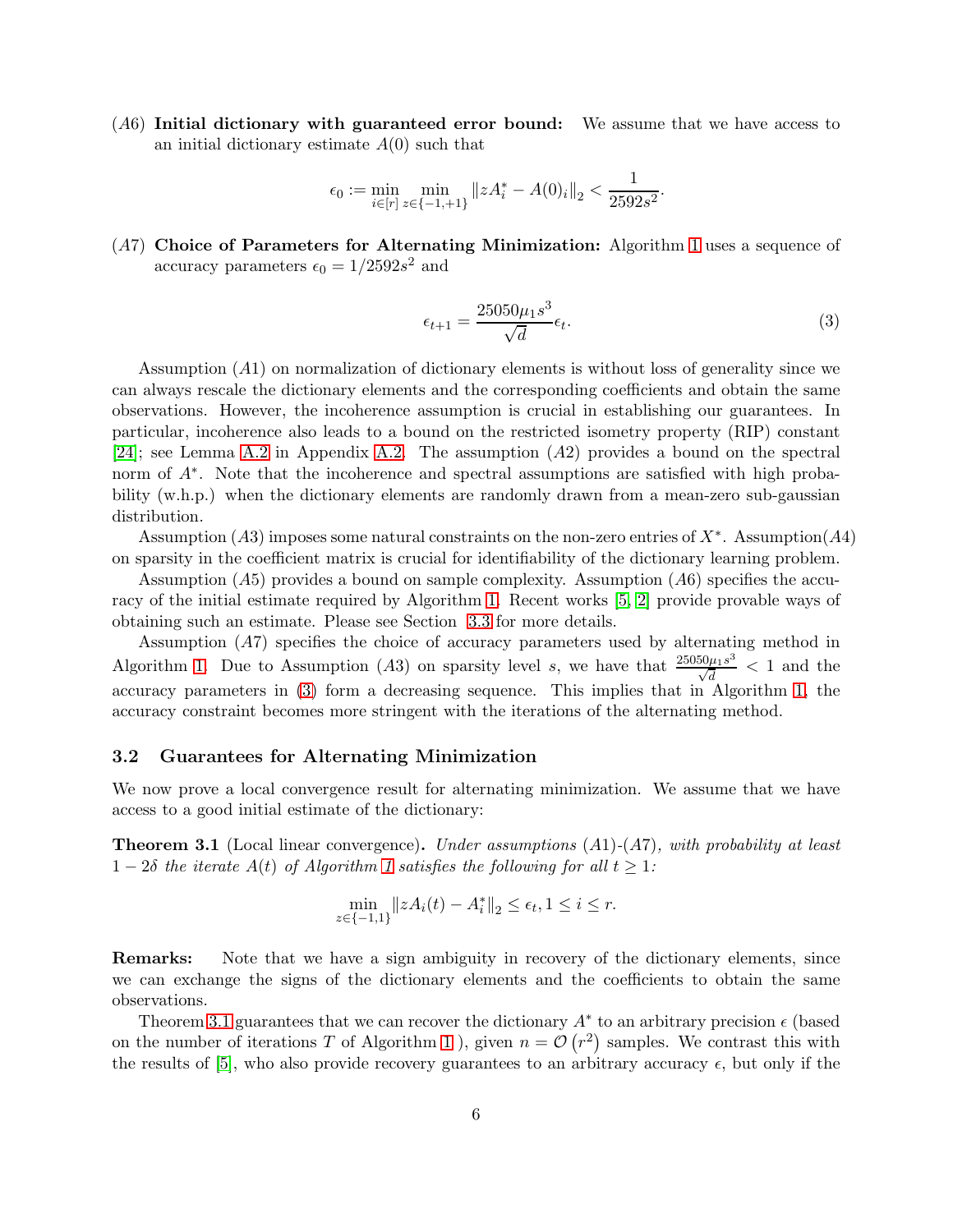($A6$) **Initial dictionary with guaranteed error bound:** We assume that we have access to an initial dictionary estimate $A(0)$ such that

$$\epsilon_0 := \min_{i \in [r]} \min_{z \in \{-1,+1\}} \|zA_i^* - A(0)_i\|_2 < \frac{1}{2592s^2}.$$

($A7$) **Choice of Parameters for Alternating Minimization:** Algorithm 1 uses a sequence of accuracy parameters $\epsilon_0 = 1/2592s^2$ and

$$\epsilon_{t+1} = \frac{25050\mu_1 s^3}{\sqrt{d}} \epsilon_t. \tag{3}$$

Assumption ($A1$) on normalization of dictionary elements is without loss of generality since we can always rescale the dictionary elements and the corresponding coefficients and obtain the same observations. However, the incoherence assumption is crucial in establishing our guarantees. In particular, incoherence also leads to a bound on the restricted isometry property (RIP) constant [24]; see Lemma A.2 in Appendix A.2. The assumption ($A2$) provides a bound on the spectral norm of $A^*$. Note that the incoherence and spectral assumptions are satisfied with high probability (w.h.p.) when the dictionary elements are randomly drawn from a mean-zero sub-gaussian distribution.

Assumption ($A3$) imposes some natural constraints on the non-zero entries of $X^*$. Assumption($A4$) on sparsity in the coefficient matrix is crucial for identifiability of the dictionary learning problem.

Assumption ($A5$) provides a bound on sample complexity. Assumption ($A6$) specifies the accuracy of the initial estimate required by Algorithm 1. Recent works [5, 2] provide provable ways of obtaining such an estimate. Please see Section 3.3 for more details.

Assumption ($A7$) specifies the choice of accuracy parameters used by alternating method in Algorithm 1. Due to Assumption ($A3$) on sparsity level $s$, we have that $\frac{25050\mu_1 s^3}{\sqrt{d}} < 1$ and the accuracy parameters in (3) form a decreasing sequence. This implies that in Algorithm 1, the accuracy constraint becomes more stringent with the iterations of the alternating method.

### 3.2 Guarantees for Alternating Minimization

We now prove a local convergence result for alternating minimization. We assume that we have access to a good initial estimate of the dictionary:

**Theorem 3.1** (Local linear convergence)**.** *Under assumptions ($A1$)-($A7$), with probability at least $1 - 2\delta$ the iterate $A(t)$ of Algorithm 1 satisfies the following for all $t \geq 1$:*

$$\min_{z \in \{-1,1\}} \|zA_i(t) - A_i^*\|_2 \leq \epsilon_t, 1 \leq i \leq r.$$

**Remarks:** Note that we have a sign ambiguity in recovery of the dictionary elements, since we can exchange the signs of the dictionary elements and the coefficients to obtain the same observations.

Theorem 3.1 guarantees that we can recover the dictionary $A^*$ to an arbitrary precision $\epsilon$ (based on the number of iterations $T$ of Algorithm 1 ), given $n = \mathcal{O}\left(r^2\right)$ samples. We contrast this with the results of [5], who also provide recovery guarantees to an arbitrary accuracy $\epsilon$, but only if the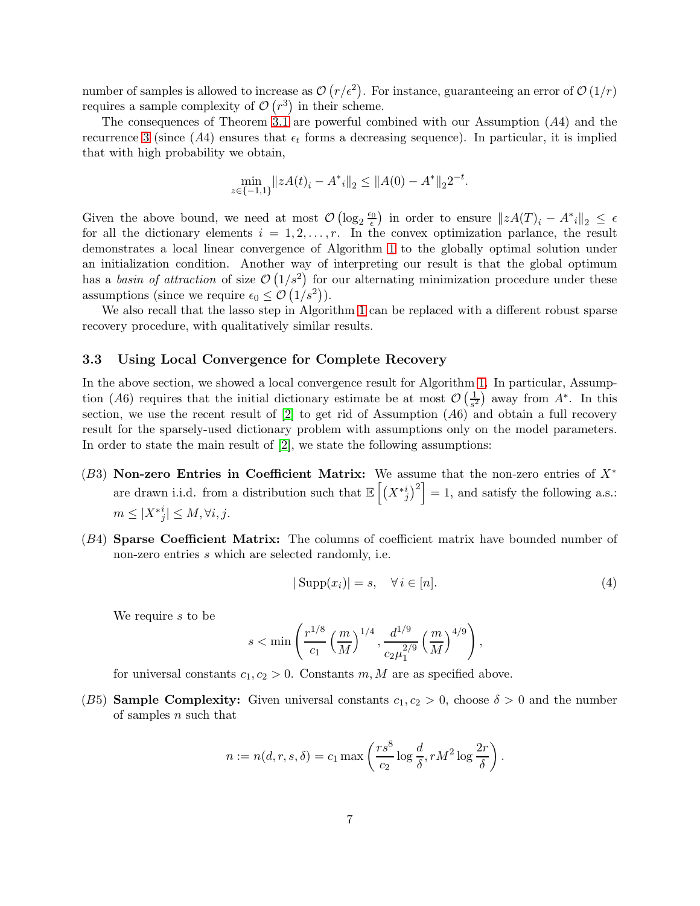number of samples is allowed to increase as $\mathcal{O}\left(r/\epsilon^2\right)$. For instance, guaranteeing an error of $\mathcal{O}\left(1/r\right)$ requires a sample complexity of $\mathcal{O}\left(r^3\right)$ in their scheme.

The consequences of Theorem 3.1 are powerful combined with our Assumption $(A4)$ and the recurrence 3 (since $(A4)$ ensures that $\epsilon_t$ forms a decreasing sequence). In particular, it is implied that with high probability we obtain,

$$\min_{z\in\{-1,1\}} \|zA(t)_i - {A^*}_i\|_2 \leq \|A(0) - A^*\|_2 2^{-t}.$$

Given the above bound, we need at most $\mathcal{O}\left(\log_2 \frac{\epsilon_0}{\epsilon}\right)$ in order to ensure $\|zA(T)_i - {A^*}_i\|_2 \leq \epsilon$ for all the dictionary elements $i = 1, 2, \ldots, r$. In the convex optimization parlance, the result demonstrates a local linear convergence of Algorithm 1 to the globally optimal solution under an initialization condition. Another way of interpreting our result is that the global optimum has a *basin of attraction* of size $\mathcal{O}\left(1/s^2\right)$ for our alternating minimization procedure under these assumptions (since we require $\epsilon_0 \leq \mathcal{O}\left(1/s^2\right)$).

We also recall that the lasso step in Algorithm 1 can be replaced with a different robust sparse recovery procedure, with qualitatively similar results.

### 3.3 Using Local Convergence for Complete Recovery

In the above section, we showed a local convergence result for Algorithm 1. In particular, Assumption $(A6)$ requires that the initial dictionary estimate be at most $\mathcal{O}\left(\frac{1}{s^2}\right)$ away from $A^*$. In this section, we use the recent result of [2] to get rid of Assumption $(A6)$ and obtain a full recovery result for the sparsely-used dictionary problem with assumptions only on the model parameters. In order to state the main result of [2], we state the following assumptions:

- $(B3)$ **Non-zero Entries in Coefficient Matrix:** We assume that the non-zero entries of $X^*$ are drawn i.i.d. from a distribution such that $\mathbb{E}\left[\left({X^*}^i_j\right)^2\right] = 1$, and satisfy the following a.s.: $m \leq |{X^*}^i_j| \leq M, \forall i, j$.

- $(B4)$ **Sparse Coefficient Matrix:** The columns of coefficient matrix have bounded number of non-zero entries $s$ which are selected randomly, i.e.

$$|\operatorname{Supp}(x_i)| = s, \quad \forall\, i \in [n]. \tag{4}$$

  We require $s$ to be

$$s < \min\left(\frac{r^{1/8}}{c_1}\left(\frac{m}{M}\right)^{1/4}, \frac{d^{1/9}}{c_2\mu_1^{2/9}}\left(\frac{m}{M}\right)^{4/9}\right),$$

  for universal constants $c_1, c_2 > 0$. Constants $m, M$ are as specified above.

- $(B5)$ **Sample Complexity:** Given universal constants $c_1, c_2 > 0$, choose $\delta > 0$ and the number of samples $n$ such that

$$n := n(d, r, s, \delta) = c_1 \max\left(\frac{rs^8}{c_2}\log\frac{d}{\delta}, rM^2\log\frac{2r}{\delta}\right).$$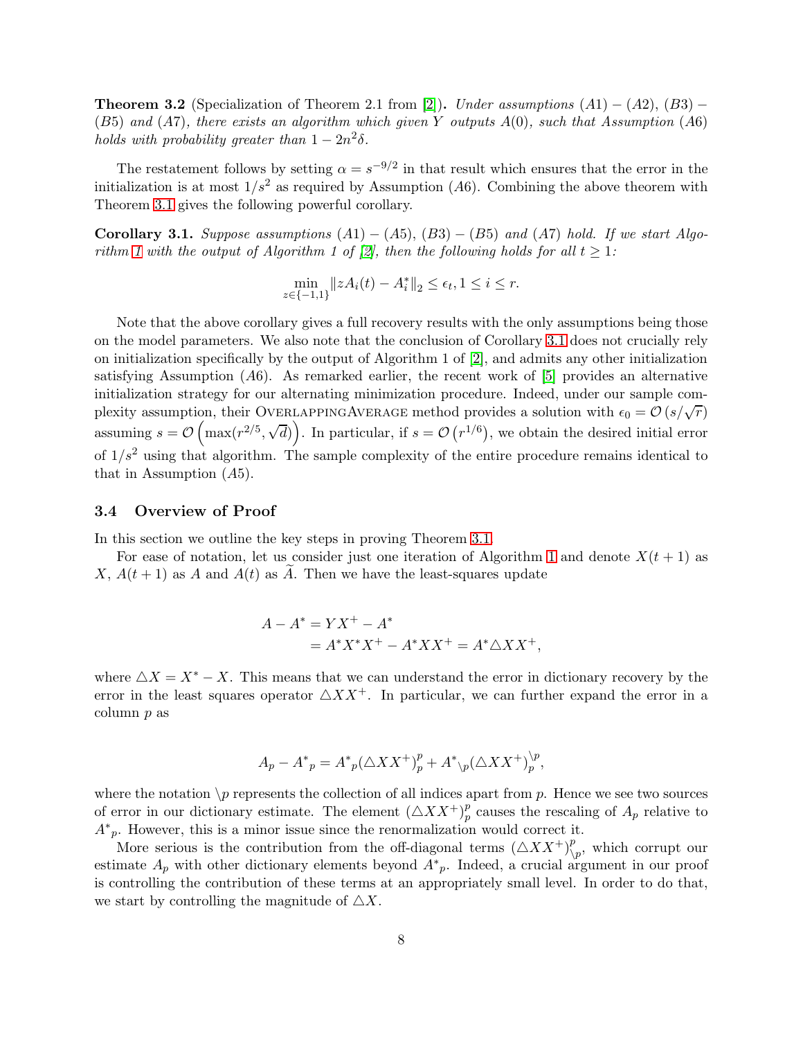**Theorem 3.2** (Specialization of Theorem 2.1 from [2])**.** *Under assumptions* $(A1) - (A2)$*,* $(B3) - (B5)$ *and* $(A7)$*, there exists an algorithm which given* $Y$ *outputs* $A(0)$*, such that Assumption* $(A6)$ *holds with probability greater than* $1 - 2n^2\delta$*.*

The restatement follows by setting $\alpha = s^{-9/2}$ in that result which ensures that the error in the initialization is at most $1/s^2$ as required by Assumption $(A6)$. Combining the above theorem with Theorem 3.1 gives the following powerful corollary.

**Corollary 3.1.** *Suppose assumptions* $(A1) - (A5)$*,* $(B3) - (B5)$ *and* $(A7)$ *hold. If we start Algorithm 1 with the output of Algorithm 1 of [2], then the following holds for all* $t \geq 1$*:*

$$\min_{z \in \{-1,1\}} \|zA_i(t) - A_i^*\|_2 \leq \epsilon_t, 1 \leq i \leq r.$$

Note that the above corollary gives a full recovery results with the only assumptions being those on the model parameters. We also note that the conclusion of Corollary 3.1 does not crucially rely on initialization specifically by the output of Algorithm 1 of [2], and admits any other initialization satisfying Assumption $(A6)$. As remarked earlier, the recent work of [5] provides an alternative initialization strategy for our alternating minimization procedure. Indeed, under our sample complexity assumption, their OverlappingAverage method provides a solution with $\epsilon_0 = \mathcal{O}\left(s/\sqrt{r}\right)$ assuming $s = \mathcal{O}\left(\max(r^{2/5}, \sqrt{d})\right)$. In particular, if $s = \mathcal{O}\left(r^{1/6}\right)$, we obtain the desired initial error of $1/s^2$ using that algorithm. The sample complexity of the entire procedure remains identical to that in Assumption $(A5)$.

### 3.4 Overview of Proof

In this section we outline the key steps in proving Theorem 3.1.

For ease of notation, let us consider just one iteration of Algorithm 1 and denote $X(t+1)$ as $X$, $A(t+1)$ as $A$ and $A(t)$ as $\widetilde{A}$. Then we have the least-squares update

$$\begin{aligned} A - A^* &= YX^+ - A^* \\ &= A^*X^*X^+ - A^*XX^+ = A^*\triangle XX^+, \end{aligned}$$

where $\triangle X = X^* - X$. This means that we can understand the error in dictionary recovery by the error in the least squares operator $\triangle XX^+$. In particular, we can further expand the error in a column $p$ as

$$A_p - {A^*}_p = {A^*}_p(\triangle XX^+)_p^p + {A^*}_{\backslash p}(\triangle XX^+)_p^{\backslash p},$$

where the notation $\backslash p$ represents the collection of all indices apart from $p$. Hence we see two sources of error in our dictionary estimate. The element $(\triangle XX^+)_p^p$ causes the rescaling of $A_p$ relative to ${A^*}_p$. However, this is a minor issue since the renormalization would correct it.

More serious is the contribution from the off-diagonal terms $(\triangle XX^+)_{\backslash p}^p$, which corrupt our estimate $A_p$ with other dictionary elements beyond ${A^*}_p$. Indeed, a crucial argument in our proof is controlling the contribution of these terms at an appropriately small level. In order to do that, we start by controlling the magnitude of $\triangle X$.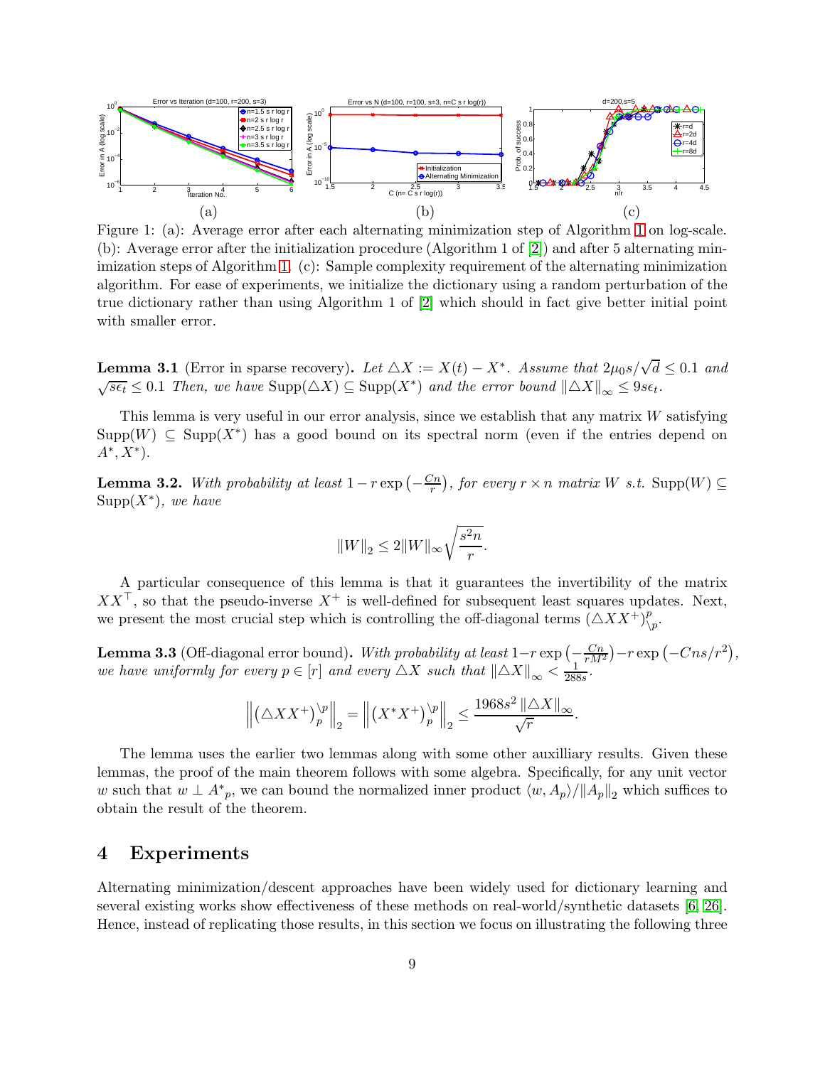Figure 1: (a): Average error after each alternating minimization step of Algorithm 1 on log-scale. (b): Average error after the initialization procedure (Algorithm 1 of [2]) and after 5 alternating minimization steps of Algorithm 1. (c): Sample complexity requirement of the alternating minimization algorithm. For ease of experiments, we initialize the dictionary using a random perturbation of the true dictionary rather than using Algorithm 1 of [2] which should in fact give better initial point with smaller error.

**Lemma 3.1** (Error in sparse recovery)**.** *Let $\triangle X := X(t) - X^*$. Assume that $2\mu_0 s/\sqrt{d} \leq 0.1$ and $\sqrt{s\epsilon_t} \leq 0.1$ Then, we have $\mathrm{Supp}(\triangle X) \subseteq \mathrm{Supp}(X^*)$ and the error bound $\|\triangle X\|_\infty \leq 9s\epsilon_t$.*

This lemma is very useful in our error analysis, since we establish that any matrix $W$ satisfying $\mathrm{Supp}(W) \subseteq \mathrm{Supp}(X^*)$ has a good bound on its spectral norm (even if the entries depend on $A^*, X^*$).

**Lemma 3.2.** *With probability at least $1 - r\exp\left(-\frac{Cn}{r}\right)$, for every $r \times n$ matrix $W$ s.t. $\mathrm{Supp}(W) \subseteq \mathrm{Supp}(X^*)$, we have*

$$\|W\|_2 \leq 2\|W\|_\infty \sqrt{\frac{s^2 n}{r}}.$$

A particular consequence of this lemma is that it guarantees the invertibility of the matrix $XX^\top$, so that the pseudo-inverse $X^+$ is well-defined for subsequent least squares updates. Next, we present the most crucial step which is controlling the off-diagonal terms $(\triangle X X^+)^p_{\setminus p}$.

**Lemma 3.3** (Off-diagonal error bound)**.** *With probability at least $1-r\exp\left(-\frac{Cn}{rM^2}\right)-r\exp\left(-Cns/r^2\right)$, we have uniformly for every $p \in [r]$ and every $\triangle X$ such that $\|\triangle X\|_\infty < \frac{1}{288s}$.*

$$\left\|\left(\triangle X X^+\right)^{\setminus p}_p\right\|_2 = \left\|\left(X^* X^+\right)^{\setminus p}_p\right\|_2 \leq \frac{1968 s^2 \|\triangle X\|_\infty}{\sqrt{r}}.$$

The lemma uses the earlier two lemmas along with some other auxilliary results. Given these lemmas, the proof of the main theorem follows with some algebra. Specifically, for any unit vector $w$ such that $w \perp A^*{}_p$, we can bound the normalized inner product $\langle w, A_p\rangle/\|A_p\|_2$ which suffices to obtain the result of the theorem.

## 4 Experiments

Alternating minimization/descent approaches have been widely used for dictionary learning and several existing works show effectiveness of these methods on real-world/synthetic datasets [6, 26]. Hence, instead of replicating those results, in this section we focus on illustrating the following three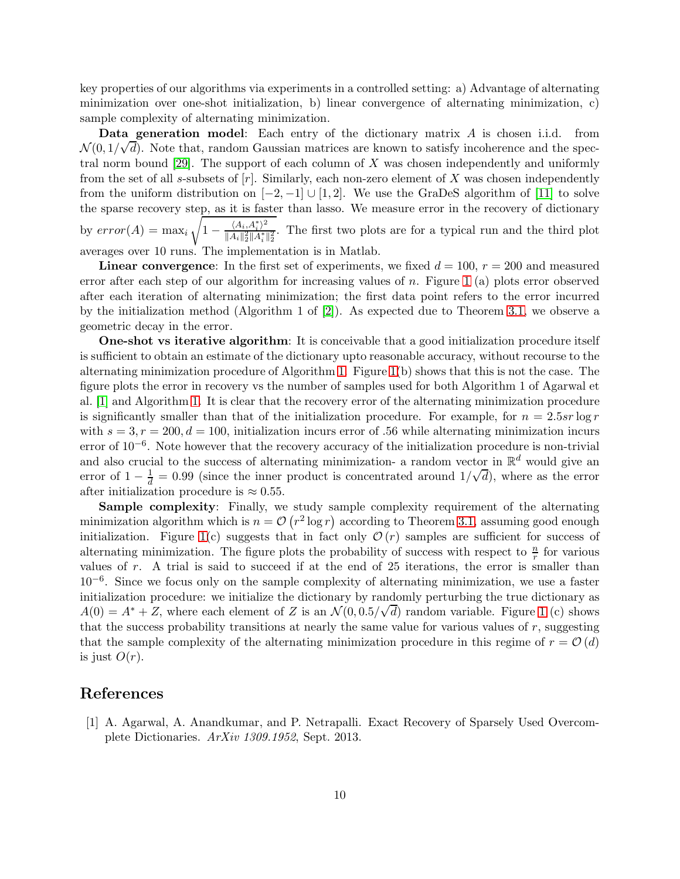key properties of our algorithms via experiments in a controlled setting: a) Advantage of alternating minimization over one-shot initialization, b) linear convergence of alternating minimization, c) sample complexity of alternating minimization.

**Data generation model**: Each entry of the dictionary matrix $A$ is chosen i.i.d. from $\mathcal{N}(0, 1/\sqrt{d})$. Note that, random Gaussian matrices are known to satisfy incoherence and the spectral norm bound [29]. The support of each column of $X$ was chosen independently and uniformly from the set of all $s$-subsets of $[r]$. Similarly, each non-zero element of $X$ was chosen independently from the uniform distribution on $[-2, -1] \cup [1, 2]$. We use the GraDeS algorithm of [11] to solve the sparse recovery step, as it is faster than lasso. We measure error in the recovery of dictionary by $error(A) = \max_i \sqrt{1 - \frac{\langle A_i, A_i^* \rangle^2}{\|A_i\|_2^2 \|A_i^*\|_2^2}}$. The first two plots are for a typical run and the third plot averages over 10 runs. The implementation is in Matlab.

**Linear convergence**: In the first set of experiments, we fixed $d = 100$, $r = 200$ and measured error after each step of our algorithm for increasing values of $n$. Figure 1 (a) plots error observed after each iteration of alternating minimization; the first data point refers to the error incurred by the initialization method (Algorithm 1 of [2]). As expected due to Theorem 3.1, we observe a geometric decay in the error.

**One-shot vs iterative algorithm**: It is conceivable that a good initialization procedure itself is sufficient to obtain an estimate of the dictionary upto reasonable accuracy, without recourse to the alternating minimization procedure of Algorithm 1. Figure 1(b) shows that this is not the case. The figure plots the error in recovery vs the number of samples used for both Algorithm 1 of Agarwal et al. [1] and Algorithm 1. It is clear that the recovery error of the alternating minimization procedure is significantly smaller than that of the initialization procedure. For example, for $n = 2.5sr \log r$ with $s = 3, r = 200, d = 100$, initialization incurs error of .56 while alternating minimization incurs error of $10^{-6}$. Note however that the recovery accuracy of the initialization procedure is non-trivial and also crucial to the success of alternating minimization- a random vector in $\mathbb{R}^d$ would give an error of $1 - \frac{1}{d} = 0.99$ (since the inner product is concentrated around $1/\sqrt{d}$), where as the error after initialization procedure is $\approx 0.55$.

**Sample complexity**: Finally, we study sample complexity requirement of the alternating minimization algorithm which is $n = \mathcal{O}\left(r^2 \log r\right)$ according to Theorem 3.1, assuming good enough initialization. Figure 1(c) suggests that in fact only $\mathcal{O}\left(r\right)$ samples are sufficient for success of alternating minimization. The figure plots the probability of success with respect to $\frac{n}{r}$ for various values of $r$. A trial is said to succeed if at the end of 25 iterations, the error is smaller than $10^{-6}$. Since we focus only on the sample complexity of alternating minimization, we use a faster initialization procedure: we initialize the dictionary by randomly perturbing the true dictionary as $A(0) = A^* + Z$, where each element of $Z$ is an $\mathcal{N}(0, 0.5/\sqrt{d})$ random variable. Figure 1 (c) shows that the success probability transitions at nearly the same value for various values of $r$, suggesting that the sample complexity of the alternating minimization procedure in this regime of $r = \mathcal{O}\left(d\right)$ is just $O(r)$.

## References

[1] A. Agarwal, A. Anandkumar, and P. Netrapalli. Exact Recovery of Sparsely Used Overcomplete Dictionaries. *ArXiv 1309.1952*, Sept. 2013.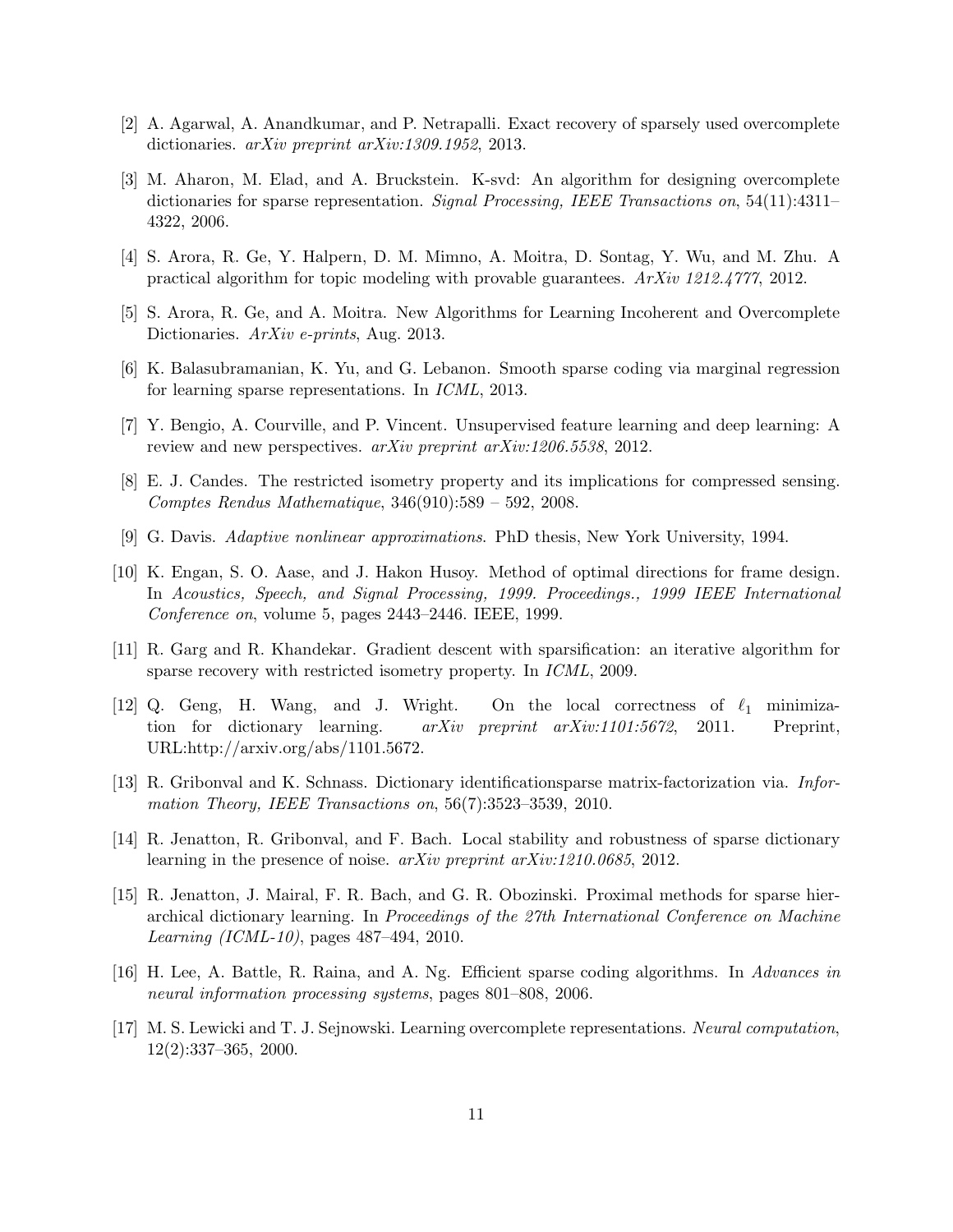[2] A. Agarwal, A. Anandkumar, and P. Netrapalli. Exact recovery of sparsely used overcomplete dictionaries. *arXiv preprint arXiv:1309.1952*, 2013.

[3] M. Aharon, M. Elad, and A. Bruckstein. K-svd: An algorithm for designing overcomplete dictionaries for sparse representation. *Signal Processing, IEEE Transactions on*, 54(11):4311–4322, 2006.

[4] S. Arora, R. Ge, Y. Halpern, D. M. Mimno, A. Moitra, D. Sontag, Y. Wu, and M. Zhu. A practical algorithm for topic modeling with provable guarantees. *ArXiv 1212.4777*, 2012.

[5] S. Arora, R. Ge, and A. Moitra. New Algorithms for Learning Incoherent and Overcomplete Dictionaries. *ArXiv e-prints*, Aug. 2013.

[6] K. Balasubramanian, K. Yu, and G. Lebanon. Smooth sparse coding via marginal regression for learning sparse representations. In *ICML*, 2013.

[7] Y. Bengio, A. Courville, and P. Vincent. Unsupervised feature learning and deep learning: A review and new perspectives. *arXiv preprint arXiv:1206.5538*, 2012.

[8] E. J. Candes. The restricted isometry property and its implications for compressed sensing. *Comptes Rendus Mathematique*, 346(910):589 – 592, 2008.

[9] G. Davis. *Adaptive nonlinear approximations*. PhD thesis, New York University, 1994.

[10] K. Engan, S. O. Aase, and J. Hakon Husoy. Method of optimal directions for frame design. In *Acoustics, Speech, and Signal Processing, 1999. Proceedings., 1999 IEEE International Conference on*, volume 5, pages 2443–2446. IEEE, 1999.

[11] R. Garg and R. Khandekar. Gradient descent with sparsification: an iterative algorithm for sparse recovery with restricted isometry property. In *ICML*, 2009.

[12] Q. Geng, H. Wang, and J. Wright. On the local correctness of $\ell_1$ minimization for dictionary learning. *arXiv preprint arXiv:1101:5672*, 2011. Preprint, URL:http://arxiv.org/abs/1101.5672.

[13] R. Gribonval and K. Schnass. Dictionary identificationsparse matrix-factorization via. *Information Theory, IEEE Transactions on*, 56(7):3523–3539, 2010.

[14] R. Jenatton, R. Gribonval, and F. Bach. Local stability and robustness of sparse dictionary learning in the presence of noise. *arXiv preprint arXiv:1210.0685*, 2012.

[15] R. Jenatton, J. Mairal, F. R. Bach, and G. R. Obozinski. Proximal methods for sparse hierarchical dictionary learning. In *Proceedings of the 27th International Conference on Machine Learning (ICML-10)*, pages 487–494, 2010.

[16] H. Lee, A. Battle, R. Raina, and A. Ng. Efficient sparse coding algorithms. In *Advances in neural information processing systems*, pages 801–808, 2006.

[17] M. S. Lewicki and T. J. Sejnowski. Learning overcomplete representations. *Neural computation*, 12(2):337–365, 2000.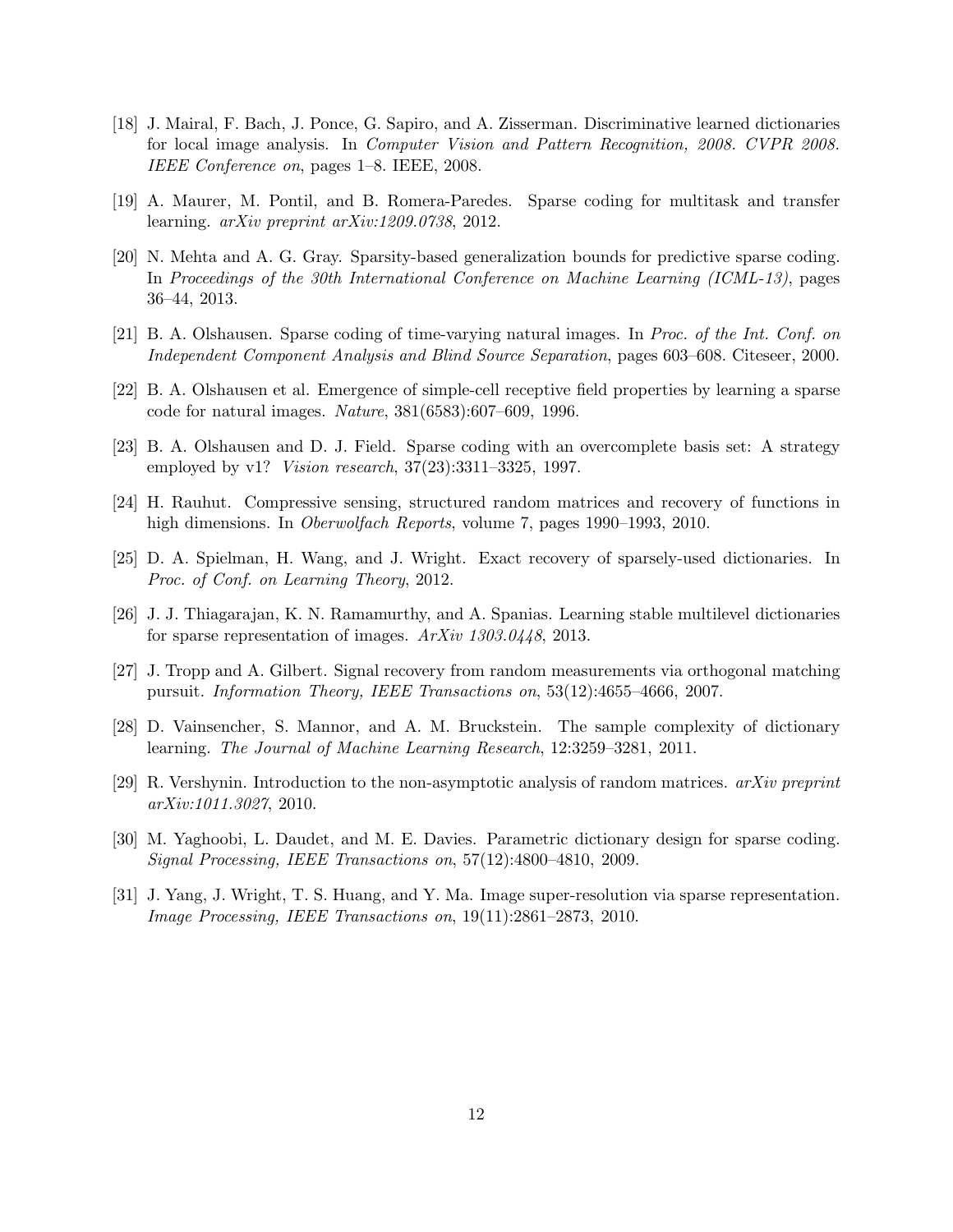[18] J. Mairal, F. Bach, J. Ponce, G. Sapiro, and A. Zisserman. Discriminative learned dictionaries for local image analysis. In *Computer Vision and Pattern Recognition, 2008. CVPR 2008. IEEE Conference on*, pages 1–8. IEEE, 2008.

[19] A. Maurer, M. Pontil, and B. Romera-Paredes. Sparse coding for multitask and transfer learning. *arXiv preprint arXiv:1209.0738*, 2012.

[20] N. Mehta and A. G. Gray. Sparsity-based generalization bounds for predictive sparse coding. In *Proceedings of the 30th International Conference on Machine Learning (ICML-13)*, pages 36–44, 2013.

[21] B. A. Olshausen. Sparse coding of time-varying natural images. In *Proc. of the Int. Conf. on Independent Component Analysis and Blind Source Separation*, pages 603–608. Citeseer, 2000.

[22] B. A. Olshausen et al. Emergence of simple-cell receptive field properties by learning a sparse code for natural images. *Nature*, 381(6583):607–609, 1996.

[23] B. A. Olshausen and D. J. Field. Sparse coding with an overcomplete basis set: A strategy employed by v1? *Vision research*, 37(23):3311–3325, 1997.

[24] H. Rauhut. Compressive sensing, structured random matrices and recovery of functions in high dimensions. In *Oberwolfach Reports*, volume 7, pages 1990–1993, 2010.

[25] D. A. Spielman, H. Wang, and J. Wright. Exact recovery of sparsely-used dictionaries. In *Proc. of Conf. on Learning Theory*, 2012.

[26] J. J. Thiagarajan, K. N. Ramamurthy, and A. Spanias. Learning stable multilevel dictionaries for sparse representation of images. *ArXiv 1303.0448*, 2013.

[27] J. Tropp and A. Gilbert. Signal recovery from random measurements via orthogonal matching pursuit. *Information Theory, IEEE Transactions on*, 53(12):4655–4666, 2007.

[28] D. Vainsencher, S. Mannor, and A. M. Bruckstein. The sample complexity of dictionary learning. *The Journal of Machine Learning Research*, 12:3259–3281, 2011.

[29] R. Vershynin. Introduction to the non-asymptotic analysis of random matrices. *arXiv preprint arXiv:1011.3027*, 2010.

[30] M. Yaghoobi, L. Daudet, and M. E. Davies. Parametric dictionary design for sparse coding. *Signal Processing, IEEE Transactions on*, 57(12):4800–4810, 2009.

[31] J. Yang, J. Wright, T. S. Huang, and Y. Ma. Image super-resolution via sparse representation. *Image Processing, IEEE Transactions on*, 19(11):2861–2873, 2010.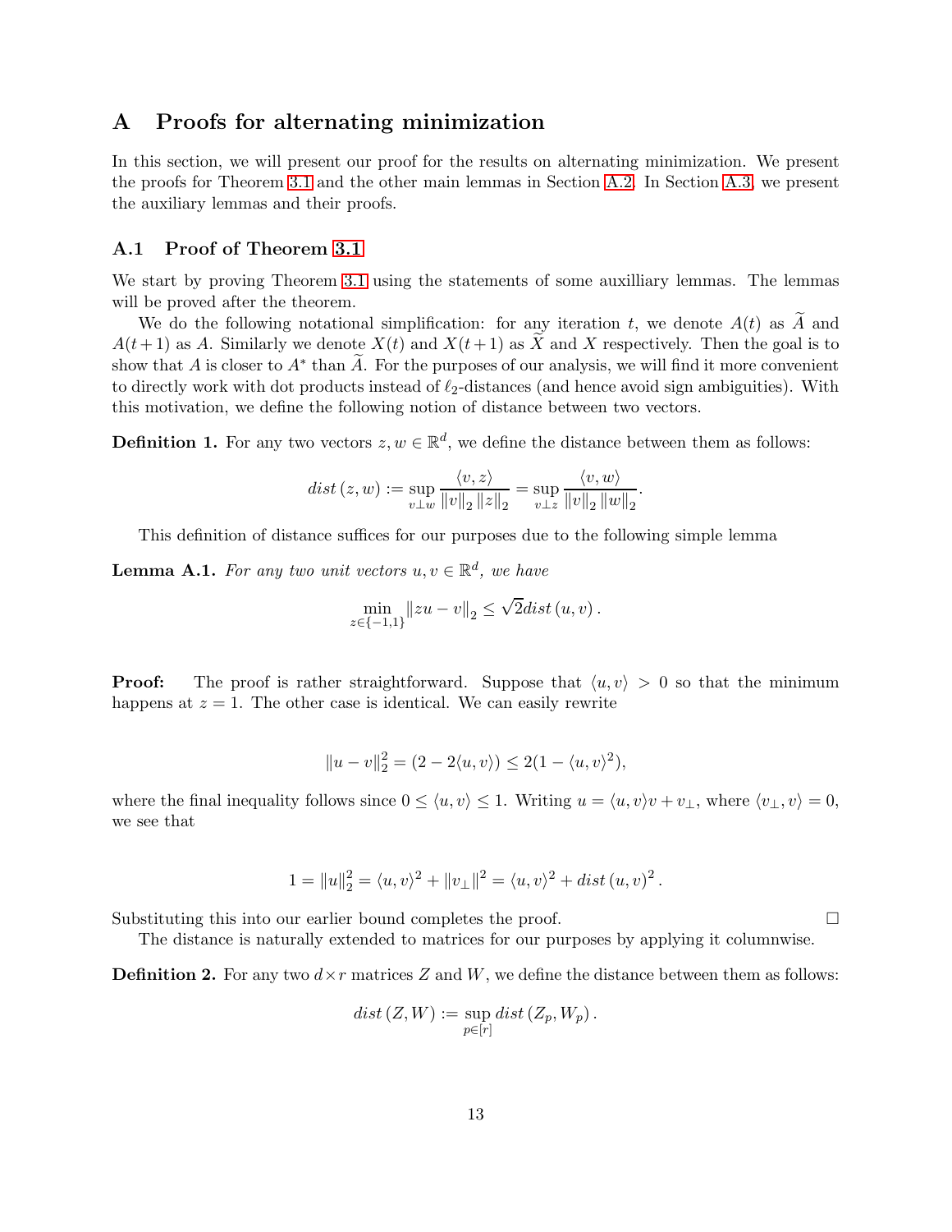# A Proofs for alternating minimization

In this section, we will present our proof for the results on alternating minimization. We present the proofs for Theorem 3.1 and the other main lemmas in Section A.2. In Section A.3, we present the auxiliary lemmas and their proofs.

## A.1 Proof of Theorem 3.1

We start by proving Theorem 3.1 using the statements of some auxilliary lemmas. The lemmas will be proved after the theorem.

We do the following notational simplification: for any iteration $t$, we denote $A(t)$ as $\widetilde{A}$ and $A(t+1)$ as $A$. Similarly we denote $X(t)$ and $X(t+1)$ as $\widetilde{X}$ and $X$ respectively. Then the goal is to show that $A$ is closer to $A^*$ than $\widetilde{A}$. For the purposes of our analysis, we will find it more convenient to directly work with dot products instead of $\ell_2$-distances (and hence avoid sign ambiguities). With this motivation, we define the following notion of distance between two vectors.

**Definition 1.** For any two vectors $z, w \in \mathbb{R}^d$, we define the distance between them as follows:

$$dist\left(z, w\right) := \sup_{v \perp w} \frac{\langle v, z\rangle}{\left\|v\right\|_2 \left\|z\right\|_2} = \sup_{v \perp z} \frac{\langle v, w\rangle}{\left\|v\right\|_2 \left\|w\right\|_2}.$$

This definition of distance suffices for our purposes due to the following simple lemma

**Lemma A.1.** *For any two unit vectors $u, v \in \mathbb{R}^d$, we have*

$$\min_{z \in \{-1,1\}} \left\|zu - v\right\|_2 \leq \sqrt{2} dist\left(u, v\right).$$

**Proof:** The proof is rather straightforward. Suppose that $\langle u, v\rangle > 0$ so that the minimum happens at $z = 1$. The other case is identical. We can easily rewrite

$$\left\|u - v\right\|_2^2 = (2 - 2\langle u, v\rangle) \leq 2(1 - \langle u, v\rangle^2),$$

where the final inequality follows since $0 \leq \langle u, v\rangle \leq 1$. Writing $u = \langle u, v\rangle v + v_\perp$, where $\langle v_\perp, v\rangle = 0$, we see that

$$1 = \left\|u\right\|_2^2 = \langle u, v\rangle^2 + \left\|v_\perp\right\|^2 = \langle u, v\rangle^2 + dist\left(u, v\right)^2.$$

Substituting this into our earlier bound completes the proof. $\square$

The distance is naturally extended to matrices for our purposes by applying it columnwise.

**Definition 2.** For any two $d \times r$ matrices $Z$ and $W$, we define the distance between them as follows:

$$dist\left(Z, W\right) := \sup_{p \in [r]} dist\left(Z_p, W_p\right).$$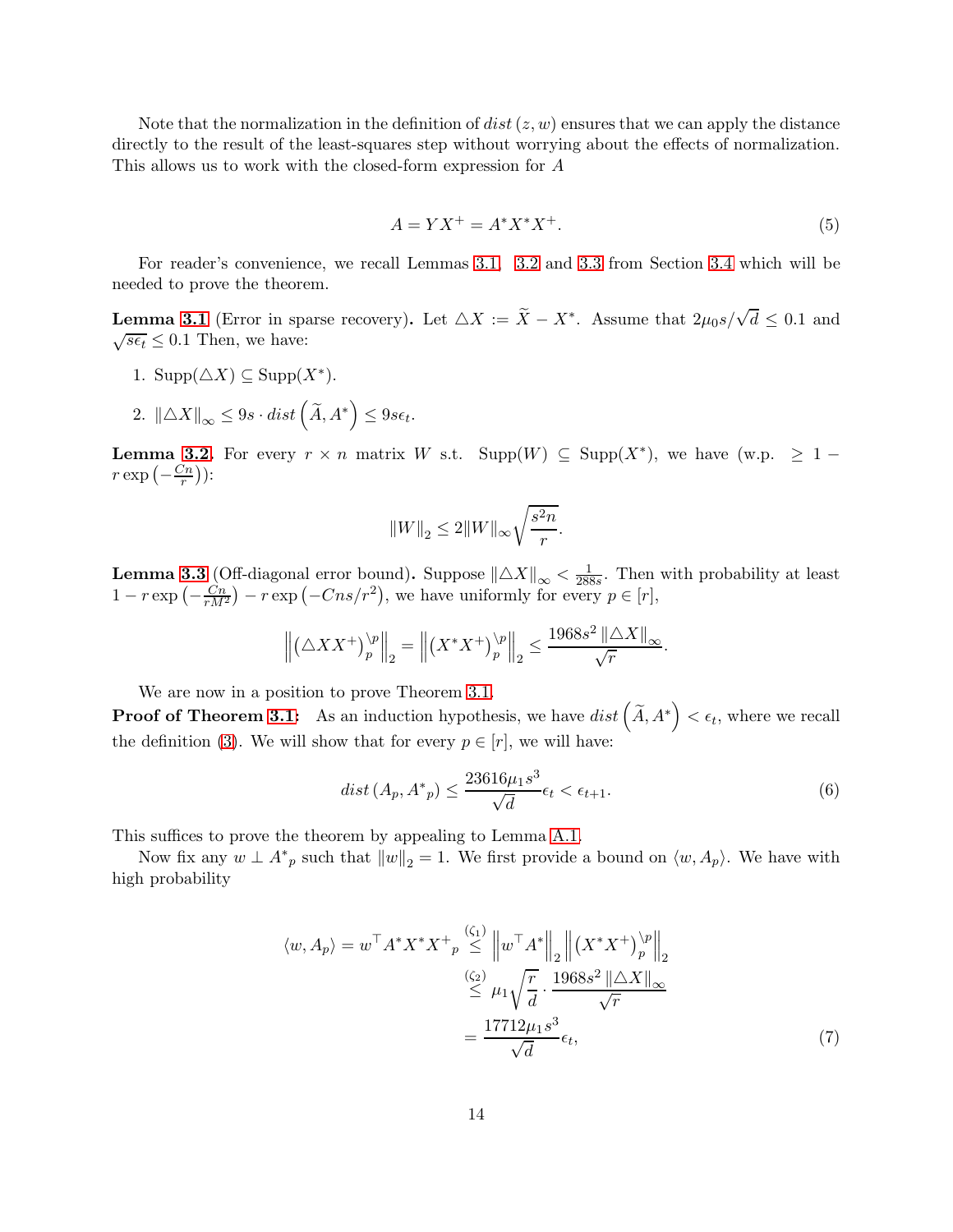Note that the normalization in the definition of $dist(z, w)$ ensures that we can apply the distance directly to the result of the least-squares step without worrying about the effects of normalization. This allows us to work with the closed-form expression for $A$

$$A = YX^{+} = A^{*}X^{*}X^{+}. \tag{5}$$

For reader's convenience, we recall Lemmas 3.1, 3.2 and 3.3 from Section 3.4 which will be needed to prove the theorem.

**Lemma 3.1** (Error in sparse recovery)**.** Let $\triangle X := \widetilde{X} - X^{*}$. Assume that $2\mu_0 s/\sqrt{d} \leq 0.1$ and $\sqrt{s\epsilon_t} \leq 0.1$ Then, we have:

1. $\mathrm{Supp}(\triangle X) \subseteq \mathrm{Supp}(X^{*})$.
2. $\|\triangle X\|_{\infty} \leq 9s \cdot dist\left(\widetilde{A}, A^{*}\right) \leq 9s\epsilon_t$.

**Lemma 3.2.** For every $r \times n$ matrix $W$ s.t. $\mathrm{Supp}(W) \subseteq \mathrm{Supp}(X^{*})$, we have (w.p. $\geq 1 - r\exp\left(-\frac{Cn}{r}\right)$):

$$\|W\|_2 \leq 2\|W\|_{\infty}\sqrt{\frac{s^2 n}{r}}.$$

**Lemma 3.3** (Off-diagonal error bound)**.** Suppose $\|\triangle X\|_{\infty} < \frac{1}{288s}$. Then with probability at least $1 - r\exp\left(-\frac{Cn}{rM^2}\right) - r\exp\left(-Cns/r^2\right)$, we have uniformly for every $p \in [r]$,

$$\left\|\left(\triangle X X^{+}\right)_p^{\setminus p}\right\|_2 = \left\|\left(X^{*}X^{+}\right)_p^{\setminus p}\right\|_2 \leq \frac{1968 s^2 \left\|\triangle X\right\|_{\infty}}{\sqrt{r}}.$$

We are now in a position to prove Theorem 3.1.

**Proof of Theorem 3.1:** As an induction hypothesis, we have $dist\left(\widetilde{A}, A^{*}\right) < \epsilon_t$, where we recall the definition (3). We will show that for every $p \in [r]$, we will have:

$$dist\left(A_p, {A^{*}}_p\right) \leq \frac{23616\mu_1 s^3}{\sqrt{d}}\epsilon_t < \epsilon_{t+1}. \tag{6}$$

This suffices to prove the theorem by appealing to Lemma A.1.

Now fix any $w \perp {A^{*}}_p$ such that $\|w\|_2 = 1$. We first provide a bound on $\langle w, A_p\rangle$. We have with high probability

$$\begin{aligned}
\langle w, A_p\rangle = w^{\top}A^{*}X^{*}{X^{+}}_p &\overset{(\zeta_1)}{\leq} \left\|w^{\top}A^{*}\right\|_2 \left\|\left(X^{*}X^{+}\right)_p^{\setminus p}\right\|_2 \\
&\overset{(\zeta_2)}{\leq} \mu_1\sqrt{\frac{r}{d}} \cdot \frac{1968 s^2 \left\|\triangle X\right\|_{\infty}}{\sqrt{r}} \\
&= \frac{17712\mu_1 s^3}{\sqrt{d}}\epsilon_t,
\end{aligned} \tag{7}$$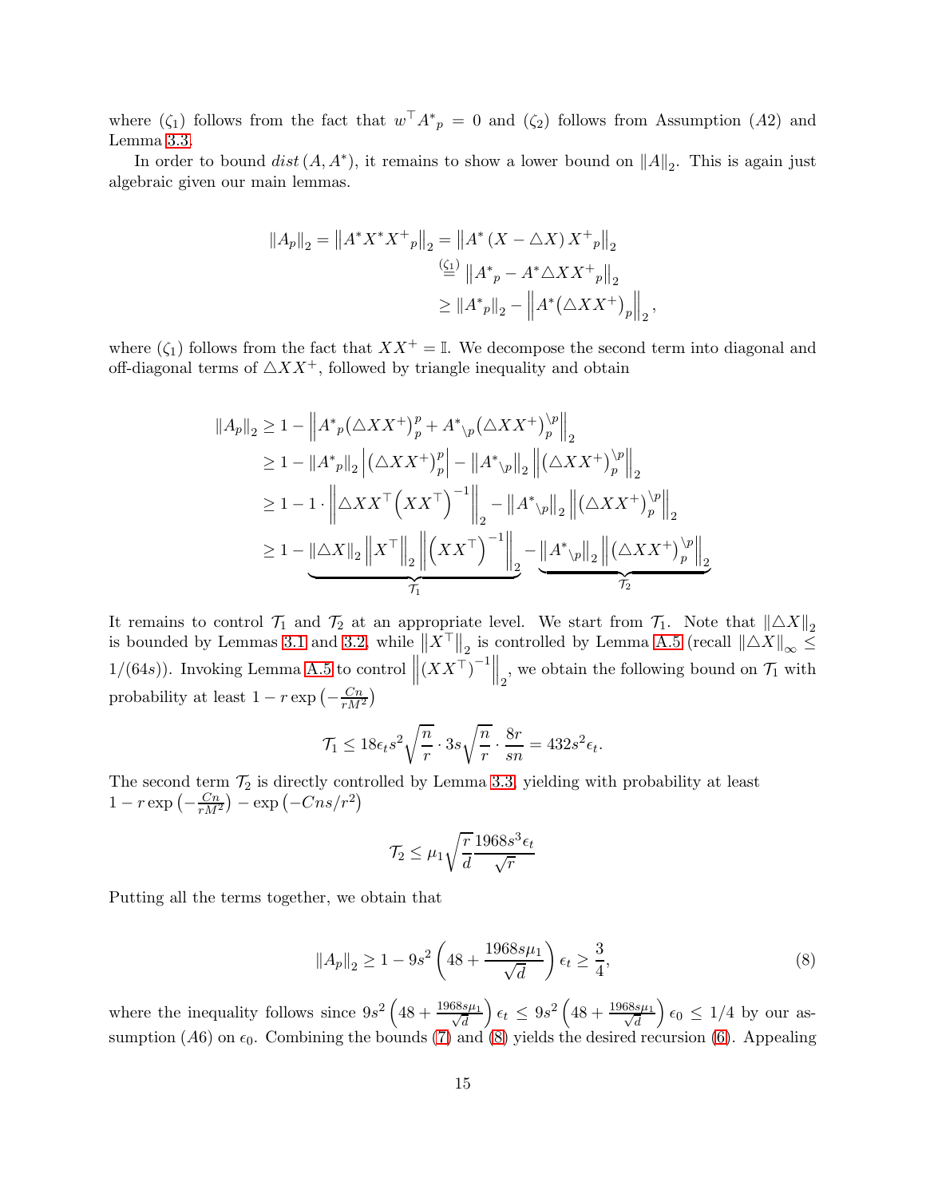where $(\zeta_1)$ follows from the fact that $w^\top {A^*}_p = 0$ and $(\zeta_2)$ follows from Assumption $(A2)$ and Lemma 3.3.

In order to bound $dist\,(A, A^*)$, it remains to show a lower bound on $\|A\|_2$. This is again just algebraic given our main lemmas.

$$
\begin{aligned}
\|A_p\|_2 = \left\|A^* X^* {X^+}_p\right\|_2 &= \left\|A^* \left(X - \triangle X\right) {X^+}_p\right\|_2 \\
&\overset{(\zeta_1)}{=} \left\|{A^*}_p - A^* \triangle X {X^+}_p\right\|_2 \\
&\geq \left\|{A^*}_p\right\|_2 - \left\|A^* \big(\triangle X X^+\big)_p\right\|_2,
\end{aligned}
$$

where $(\zeta_1)$ follows from the fact that $XX^+ = \mathbb{I}$. We decompose the second term into diagonal and off-diagonal terms of $\triangle X X^+$, followed by triangle inequality and obtain

$$
\begin{aligned}
\|A_p\|_2 &\geq 1 - \left\|{A^*}_p \big(\triangle X X^+\big)_p^p + {A^*}_{\setminus p} \big(\triangle X X^+\big)_p^{\setminus p}\right\|_2 \\
&\geq 1 - \left\|{A^*}_p\right\|_2 \left|\big(\triangle X X^+\big)_p^p\right| - \left\|{A^*}_{\setminus p}\right\|_2 \left\|\big(\triangle X X^+\big)_p^{\setminus p}\right\|_2 \\
&\geq 1 - 1 \cdot \left\|\triangle X X^\top \Big(XX^\top\Big)^{-1}\right\|_2 - \left\|{A^*}_{\setminus p}\right\|_2 \left\|\big(\triangle X X^+\big)_p^{\setminus p}\right\|_2 \\
&\geq 1 - \underbrace{\|\triangle X\|_2 \left\|X^\top\right\|_2 \left\|\Big(XX^\top\Big)^{-1}\right\|_2}_{\mathcal{T}_1} - \underbrace{\left\|{A^*}_{\setminus p}\right\|_2 \left\|\big(\triangle X X^+\big)_p^{\setminus p}\right\|_2}_{\mathcal{T}_2}
\end{aligned}
$$

It remains to control $\mathcal{T}_1$ and $\mathcal{T}_2$ at an appropriate level. We start from $\mathcal{T}_1$. Note that $\|\triangle X\|_2$ is bounded by Lemmas 3.1 and 3.2, while $\left\|X^\top\right\|_2$ is controlled by Lemma A.5 (recall $\|\triangle X\|_\infty \leq 1/(64s)$). Invoking Lemma A.5 to control $\left\|(XX^\top)^{-1}\right\|_2$, we obtain the following bound on $\mathcal{T}_1$ with probability at least $1 - r\exp\left(-\frac{Cn}{rM^2}\right)$

$$
\mathcal{T}_1 \leq 18\epsilon_t s^2 \sqrt{\frac{n}{r}} \cdot 3s\sqrt{\frac{n}{r}} \cdot \frac{8r}{sn} = 432 s^2 \epsilon_t.
$$

The second term $\mathcal{T}_2$ is directly controlled by Lemma 3.3, yielding with probability at least $1 - r\exp\left(-\frac{Cn}{rM^2}\right) - \exp\left(-Cns/r^2\right)$

$$
\mathcal{T}_2 \leq \mu_1 \sqrt{\frac{r}{d}} \frac{1968 s^3 \epsilon_t}{\sqrt{r}}
$$

Putting all the terms together, we obtain that

$$
\|A_p\|_2 \geq 1 - 9s^2\left(48 + \frac{1968 s\mu_1}{\sqrt{d}}\right)\epsilon_t \geq \frac{3}{4}, \tag{8}
$$

where the inequality follows since $9s^2\left(48 + \frac{1968s\mu_1}{\sqrt{d}}\right)\epsilon_t \leq 9s^2\left(48 + \frac{1968s\mu_1}{\sqrt{d}}\right)\epsilon_0 \leq 1/4$ by our assumption $(A6)$ on $\epsilon_0$. Combining the bounds (7) and (8) yields the desired recursion (6). Appealing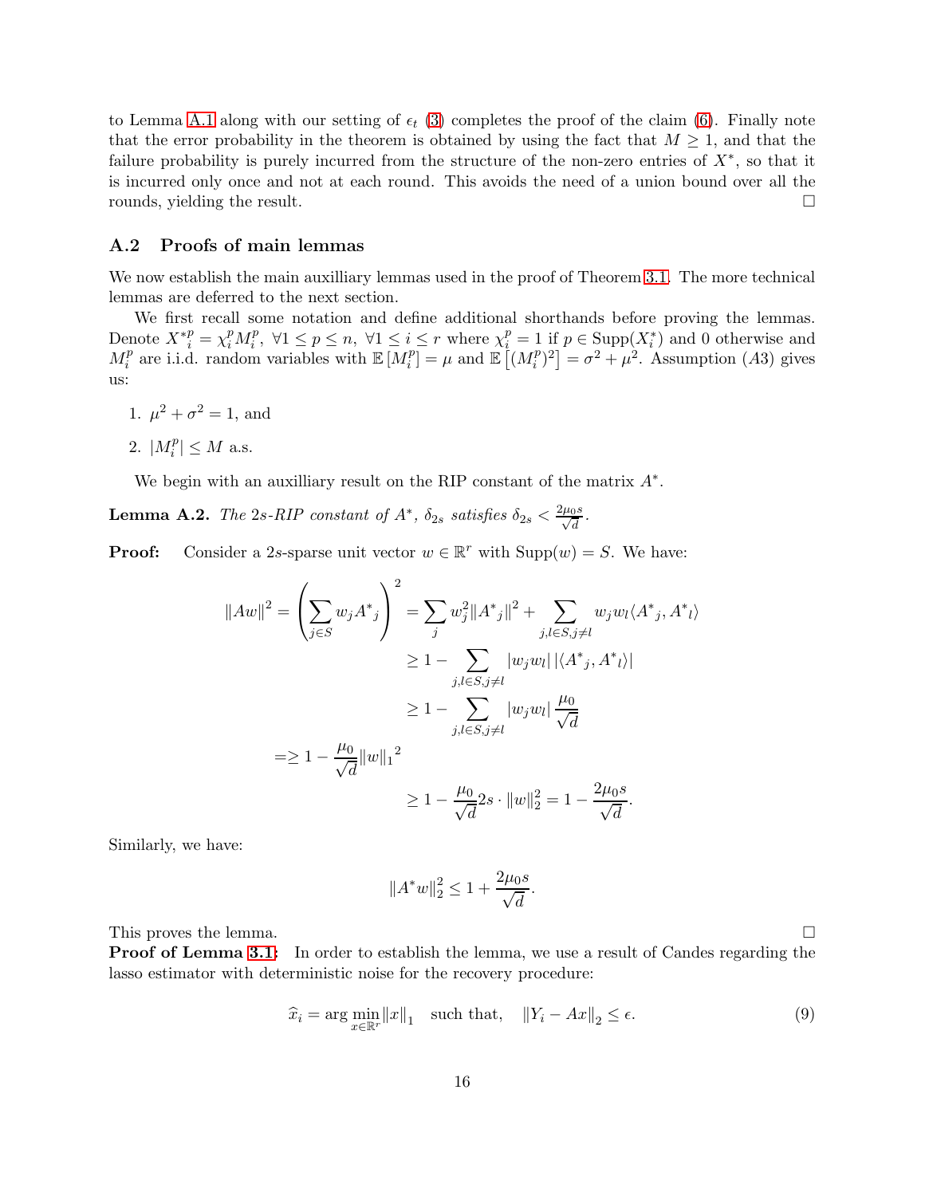to Lemma A.1 along our setting of $\epsilon_t$ (3) completes the proof of the claim (6). Finally note that the error probability in the theorem is obtained by using the fact that $M \geq 1$, and that the failure probability is purely incurred from the structure of the non-zero entries of $X^*$, so that it is incurred only once and not at each round. This avoids the need of a union bound over all the rounds, yielding the result. □

## A.2 Proofs of main lemmas

We now establish the main auxilliary lemmas used in the proof of Theorem 3.1. The more technical lemmas are deferred to the next section.

We first recall some notation and define additional shorthands before proving the lemmas. Denote $X^{*p}_i = \chi^p_i M^p_i, \ \forall 1 \leq p \leq n, \ \forall 1 \leq i \leq r$ where $\chi^p_i = 1$ if $p \in \text{Supp}(X^*_i)$ and 0 otherwise and $M^p_i$ are i.i.d. random variables with $\mathbb{E}\left[M^p_i\right] = \mu$ and $\mathbb{E}\left[(M^p_i)^2\right] = \sigma^2 + \mu^2$. Assumption $(A3)$ gives us:

1. $\mu^2 + \sigma^2 = 1$, and
2. $|M^p_i| \leq M$ a.s.

We begin with an auxilliary result on the RIP constant of the matrix $A^*$.

**Lemma A.2.** *The 2s-RIP constant of $A^*$, $\delta_{2s}$ satisfies $\delta_{2s} < \frac{2\mu_0 s}{\sqrt{d}}$.*

**Proof:** Consider a $2s$-sparse unit vector $w \in \mathbb{R}^r$ with $\text{Supp}(w) = S$. We have:

$$
\begin{aligned}
\|Aw\|^2 = \left(\sum_{j \in S} w_j {A^*}_j\right)^2 &= \sum_j w_j^2 \|{A^*}_j\|^2 + \sum_{j,l \in S, j \neq l} w_j w_l \langle {A^*}_j, {A^*}_l \rangle \\
&\geq 1 - \sum_{j,l \in S, j \neq l} |w_j w_l| \, |\langle {A^*}_j, {A^*}_l \rangle| \\
&\geq 1 - \sum_{j,l \in S, j \neq l} |w_j w_l| \, \frac{\mu_0}{\sqrt{d}} \\
= &\geq 1 - \frac{\mu_0}{\sqrt{d}} {\|w\|_1}^2 \\
&\geq 1 - \frac{\mu_0}{\sqrt{d}} 2s \cdot \|w\|_2^2 = 1 - \frac{2\mu_0 s}{\sqrt{d}}.
\end{aligned}
$$

Similarly, we have:

$$
\|A^* w\|_2^2 \leq 1 + \frac{2\mu_0 s}{\sqrt{d}}.
$$

This proves the lemma. □

**Proof of Lemma 3.1:** In order to establish the lemma, we use a result of Candes regarding the lasso estimator with deterministic noise for the recovery procedure:

$$
\widehat{x}_i = \arg\min_{x \in \mathbb{R}^r} \|x\|_1 \quad \text{such that,} \quad \|Y_i - Ax\|_2 \leq \epsilon. \tag{9}
$$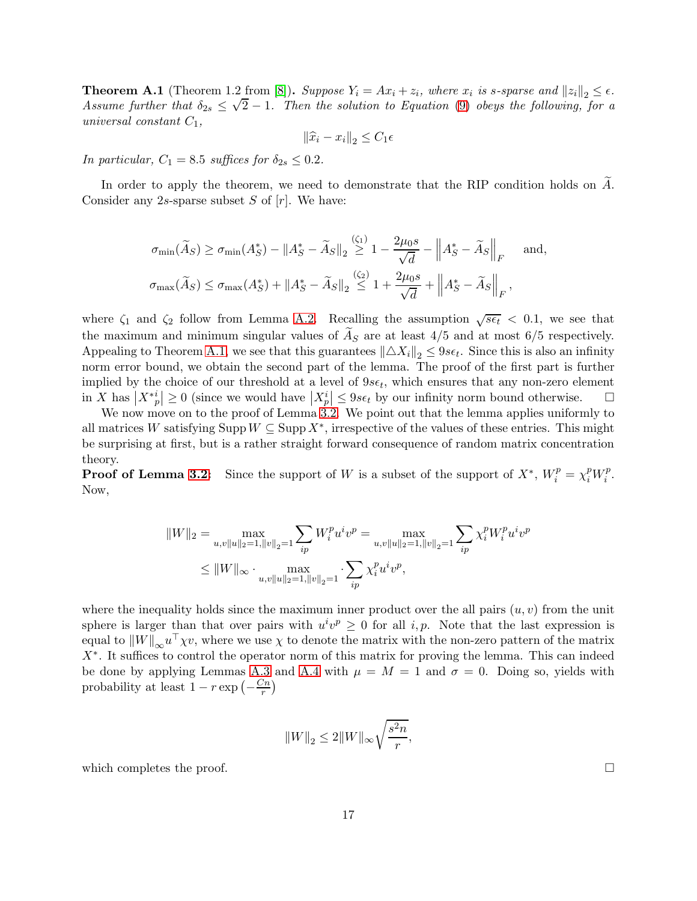**Theorem A.1** (Theorem 1.2 from [8]). *Suppose $Y_i = Ax_i + z_i$, where $x_i$ is $s$-sparse and $\|z_i\|_2 \leq \epsilon$. Assume further that $\delta_{2s} \leq \sqrt{2} - 1$. Then the solution to Equation (9) obeys the following, for a universal constant $C_1$,*

$$\|\widehat{x}_i - x_i\|_2 \leq C_1 \epsilon$$

*In particular, $C_1 = 8.5$ suffices for $\delta_{2s} \leq 0.2$.*

In order to apply the theorem, we need to demonstrate that the RIP condition holds on $\widetilde{A}$. Consider any $2s$-sparse subset $S$ of $[r]$. We have:

$$\sigma_{\min}(\widetilde{A}_S) \geq \sigma_{\min}(A^*_S) - \|A^*_S - \widetilde{A}_S\|_2 \overset{(\zeta_1)}{\geq} 1 - \frac{2\mu_0 s}{\sqrt{d}} - \left\|A^*_S - \widetilde{A}_S\right\|_F \quad \text{and,}$$
$$\sigma_{\max}(\widetilde{A}_S) \leq \sigma_{\max}(A^*_S) + \|A^*_S - \widetilde{A}_S\|_2 \overset{(\zeta_2)}{\leq} 1 + \frac{2\mu_0 s}{\sqrt{d}} + \left\|A^*_S - \widetilde{A}_S\right\|_F,$$

where $\zeta_1$ and $\zeta_2$ follow from Lemma A.2. Recalling the assumption $\sqrt{s\epsilon_t} < 0.1$, we see that the maximum and minimum singular values of $\widetilde{A}_S$ are at least $4/5$ and at most $6/5$ respectively. Appealing to Theorem A.1, we see that this guarantees $\|\triangle X_i\|_2 \leq 9s\epsilon_t$. Since this is also an infinity norm error bound, we obtain the second part of the lemma. The proof of the first part is further implied by the choice of our threshold at a level of $9s\epsilon_t$, which ensures that any non-zero element in $X$ has $\left|X^{*i}_p\right| \geq 0$ (since we would have $\left|X^i_p\right| \leq 9s\epsilon_t$ by our infinity norm bound otherwise. $\square$

We now move on to the proof of Lemma 3.2. We point out that the lemma applies uniformly to all matrices $W$ satisfying $\operatorname{Supp} W \subseteq \operatorname{Supp} X^*$, irrespective of the values of these entries. This might be surprising at first, but is a rather straight forward consequence of random matrix concentration theory.

**Proof of Lemma 3.2:** Since the support of $W$ is a subset of the support of $X^*$, $W^p_i = \chi^p_i W^p_i$. Now,

$$\|W\|_2 = \max_{u,v \|u\|_2=1, \|v\|_2=1} \sum_{ip} W^p_i u^i v^p = \max_{u,v \|u\|_2=1, \|v\|_2=1} \sum_{ip} \chi^p_i W^p_i u^i v^p$$
$$\leq \|W\|_\infty \cdot \max_{u,v \|u\|_2=1, \|v\|_2=1} \cdot \sum_{ip} \chi^p_i u^i v^p,$$

where the inequality holds since the maximum inner product over the all pairs $(u, v)$ from the unit sphere is larger than that over pairs with $u^i v^p \geq 0$ for all $i, p$. Note that the last expression is equal to $\|W\|_\infty u^\top \chi v$, where we use $\chi$ to denote the matrix with the non-zero pattern of the matrix $X^*$. It suffices to control the operator norm of this matrix for proving the lemma. This can indeed be done by applying Lemmas A.3 and A.4 with $\mu = M = 1$ and $\sigma = 0$. Doing so, yields with probability at least $1 - r\exp\left(-\frac{Cn}{r}\right)$

$$\|W\|_2 \leq 2\|W\|_\infty \sqrt{\frac{s^2 n}{r}},$$

which completes the proof. $\square$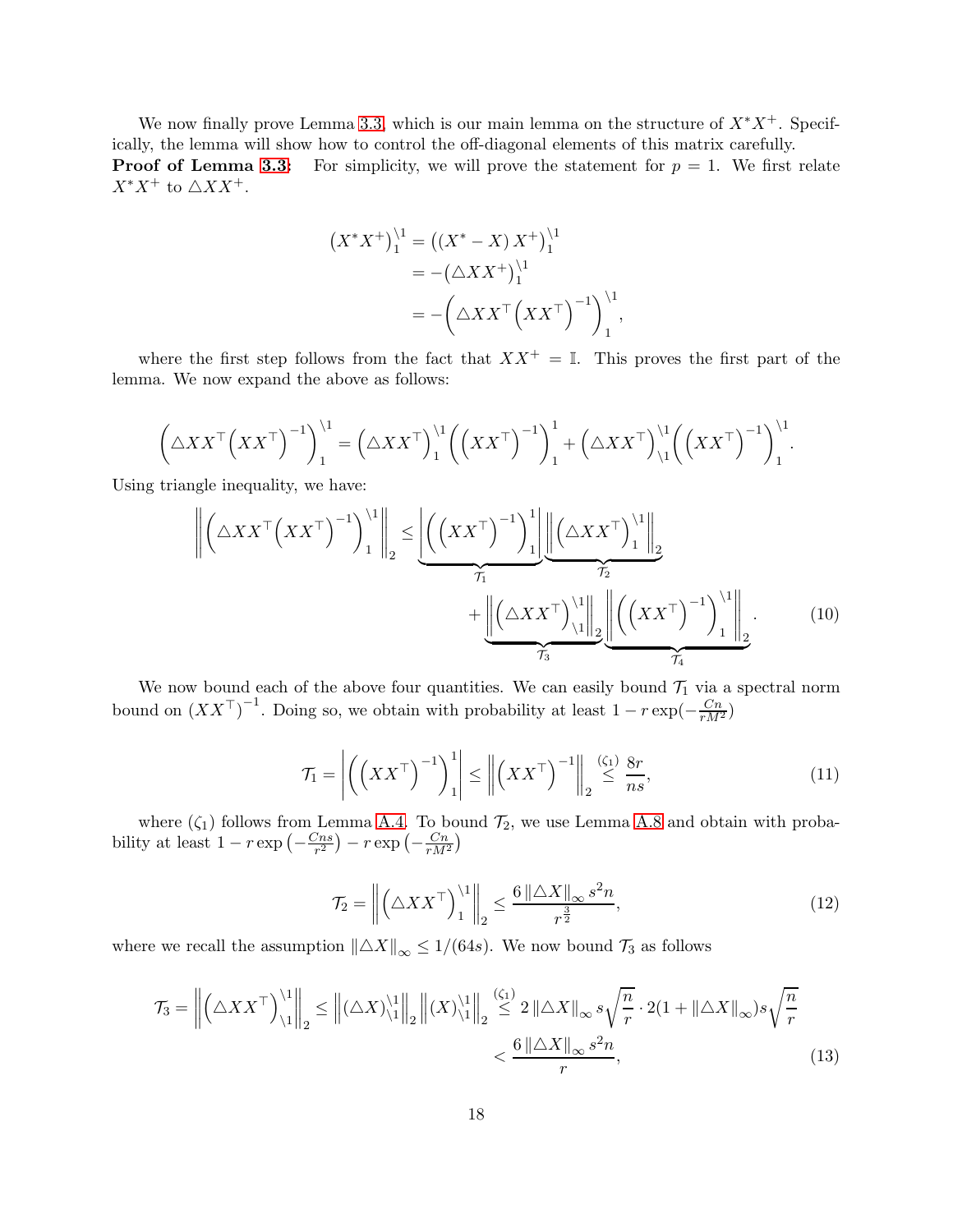We now finally prove Lemma 3.3, which is our main lemma on the structure of $X^*X^+$. Specifically, the lemma will show how to control the off-diagonal elements of this matrix carefully.

**Proof of Lemma 3.3:** For simplicity, we will prove the statement for $p = 1$. We first relate $X^*X^+$ to $\triangle XX^+$.

$$
\begin{aligned}
\left(X^*X^+\right)_1^{\setminus 1} &= \left(\left(X^* - X\right)X^+\right)_1^{\setminus 1} \\
&= -\left(\triangle XX^+\right)_1^{\setminus 1} \\
&= -\left(\triangle XX^\top\left(XX^\top\right)^{-1}\right)_1^{\setminus 1},
\end{aligned}
$$

where the first step follows from the fact that $XX^+ = \mathbb{I}$. This proves the first part of the lemma. We now expand the above as follows:

$$
\left(\triangle XX^\top\left(XX^\top\right)^{-1}\right)_1^{\setminus 1} = \left(\triangle XX^\top\right)_1^{\setminus 1}\left(\left(XX^\top\right)^{-1}\right)_1^{1} + \left(\triangle XX^\top\right)_{\setminus 1}^{\setminus 1}\left(\left(XX^\top\right)^{-1}\right)_1^{\setminus 1}.
$$

Using triangle inequality, we have:

$$
\begin{aligned}
\left\|\left(\triangle XX^\top\left(XX^\top\right)^{-1}\right)_1^{\setminus 1}\right\|_2 \leq &\underbrace{\left|\left(\left(XX^\top\right)^{-1}\right)_1^{1}\right|}_{\mathcal{T}_1}\underbrace{\left\|\left(\triangle XX^\top\right)_1^{\setminus 1}\right\|_2}_{\mathcal{T}_2} \\
&+ \underbrace{\left\|\left(\triangle XX^\top\right)_{\setminus 1}^{\setminus 1}\right\|_2}_{\mathcal{T}_3}\underbrace{\left\|\left(\left(XX^\top\right)^{-1}\right)_1^{\setminus 1}\right\|_2}_{\mathcal{T}_4}.
\end{aligned} \tag{10}
$$

We now bound each of the above four quantities. We can easily bound $\mathcal{T}_1$ via a spectral norm bound on $\left(XX^\top\right)^{-1}$. Doing so, we obtain with probability at least $1 - r\exp(-\frac{Cn}{rM^2})$

$$
\mathcal{T}_1 = \left|\left(\left(XX^\top\right)^{-1}\right)_1^{1}\right| \leq \left\|\left(XX^\top\right)^{-1}\right\|_2 \overset{(\zeta_1)}{\leq} \frac{8r}{ns}, \tag{11}
$$

where $(\zeta_1)$ follows from Lemma A.4. To bound $\mathcal{T}_2$, we use Lemma A.8 and obtain with probability at least $1 - r\exp\left(-\frac{Cns}{r^2}\right) - r\exp\left(-\frac{Cn}{rM^2}\right)$

$$
\mathcal{T}_2 = \left\|\left(\triangle XX^\top\right)_1^{\setminus 1}\right\|_2 \leq \frac{6\left\|\triangle X\right\|_\infty s^2 n}{r^{\frac{3}{2}}}, \tag{12}
$$

where we recall the assumption $\left\|\triangle X\right\|_\infty \leq 1/(64s)$. We now bound $\mathcal{T}_3$ as follows

$$
\begin{aligned}
\mathcal{T}_3 = \left\|\left(\triangle XX^\top\right)_{\setminus 1}^{\setminus 1}\right\|_2 \leq \left\|(\triangle X)_{\setminus 1}^{\setminus 1}\right\|_2\left\|(X)_{\setminus 1}^{\setminus 1}\right\|_2 &\overset{(\zeta_1)}{\leq} 2\left\|\triangle X\right\|_\infty s\sqrt{\frac{n}{r}} \cdot 2(1 + \left\|\triangle X\right\|_\infty)s\sqrt{\frac{n}{r}} \\
&< \frac{6\left\|\triangle X\right\|_\infty s^2 n}{r},
\end{aligned} \tag{13}
$$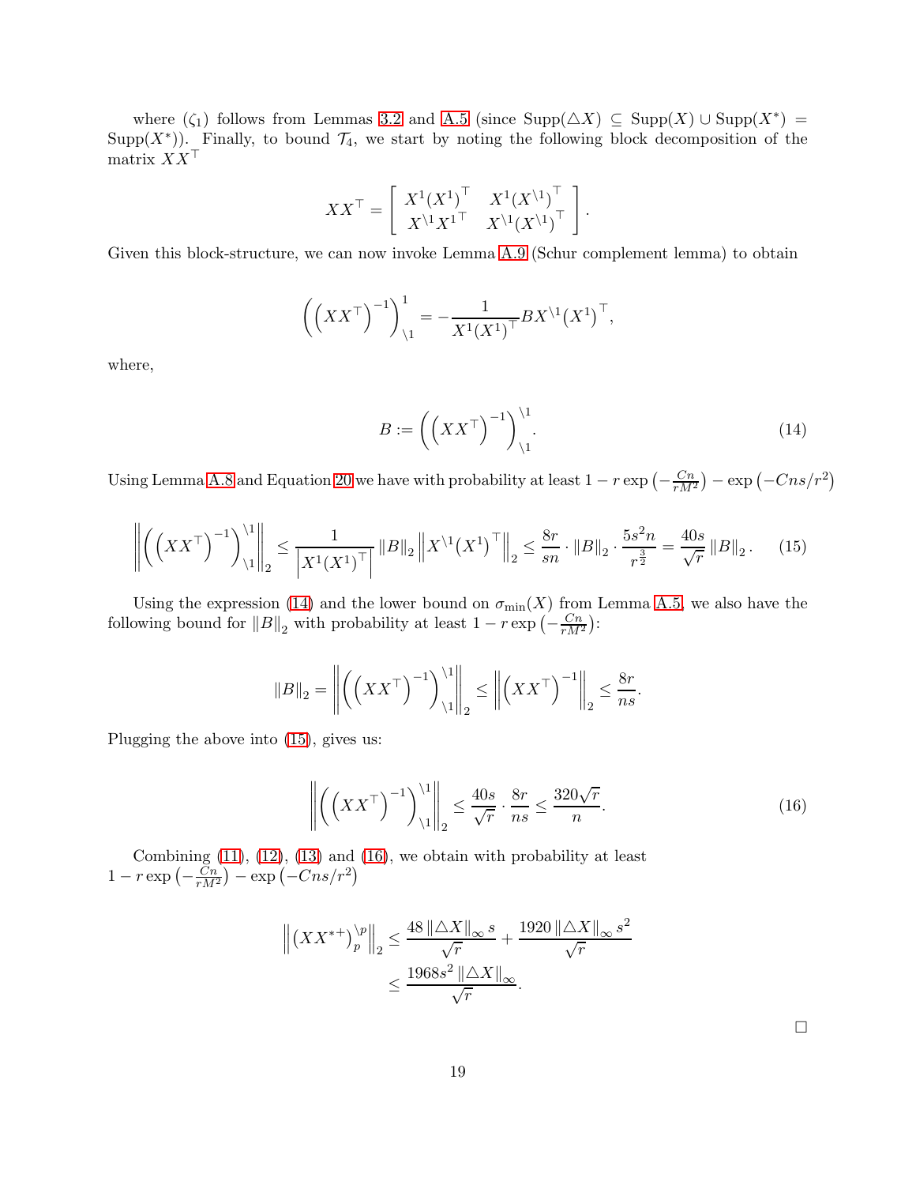where $(\zeta_1)$ follows from Lemmas 3.2 and A.5 (since $\text{Supp}(\triangle X) \subseteq \text{Supp}(X) \cup \text{Supp}(X^*) = \text{Supp}(X^*)$). Finally, to bound $\mathcal{T}_4$, we start by noting the following block decomposition of the matrix $XX^\top$

$$XX^\top = \begin{bmatrix} X^1(X^1)^\top & X^1(X^{\setminus 1})^\top \\ X^{\setminus 1}X^{1\top} & X^{\setminus 1}(X^{\setminus 1})^\top \end{bmatrix}.$$

Given this block-structure, we can now invoke Lemma A.9 (Schur complement lemma) to obtain

$$\left(\left(XX^\top\right)^{-1}\right)^1_{\setminus 1} = -\frac{1}{X^1(X^1)^\top} B X^{\setminus 1}(X^1)^\top,$$

where,

$$B := \left(\left(XX^\top\right)^{-1}\right)^{\setminus 1}_{\setminus 1}. \tag{14}$$

Using Lemma A.8 and Equation 20 we have with probability at least $1 - r\exp\left(-\frac{Cn}{rM^2}\right) - \exp\left(-Cns/r^2\right)$

$$\left\|\left(\left(XX^\top\right)^{-1}\right)^{\setminus 1}_{\setminus 1}\right\|_2 \le \frac{1}{\left|X^1(X^1)^\top\right|} \|B\|_2 \left\|X^{\setminus 1}(X^1)^\top\right\|_2 \le \frac{8r}{sn} \cdot \|B\|_2 \cdot \frac{5s^2 n}{r^{\frac{3}{2}}} = \frac{40s}{\sqrt{r}} \|B\|_2. \tag{15}$$

Using the expression (14) and the lower bound on $\sigma_{\min}(X)$ from Lemma A.5, we also have the following bound for $\|B\|_2$ with probability at least $1 - r\exp\left(-\frac{Cn}{rM^2}\right)$:

$$\|B\|_2 = \left\|\left(\left(XX^\top\right)^{-1}\right)^{\setminus 1}_{\setminus 1}\right\|_2 \le \left\|\left(XX^\top\right)^{-1}\right\|_2 \le \frac{8r}{ns}.$$

Plugging the above into (15), gives us:

$$\left\|\left(\left(XX^\top\right)^{-1}\right)^{\setminus 1}_{\setminus 1}\right\|_2 \le \frac{40s}{\sqrt{r}} \cdot \frac{8r}{ns} \le \frac{320\sqrt{r}}{n}. \tag{16}$$

Combining (11), (12), (13) and (16), we obtain with probability at least $1 - r\exp\left(-\frac{Cn}{rM^2}\right) - \exp\left(-Cns/r^2\right)$

$$\begin{aligned}\left\|\left(XX^{*+}\right)^{\setminus p}_p\right\|_2 &\le \frac{48\|\triangle X\|_\infty s}{\sqrt{r}} + \frac{1920\|\triangle X\|_\infty s^2}{\sqrt{r}} \\ &\le \frac{1968 s^2 \|\triangle X\|_\infty}{\sqrt{r}}.\end{aligned}$$

□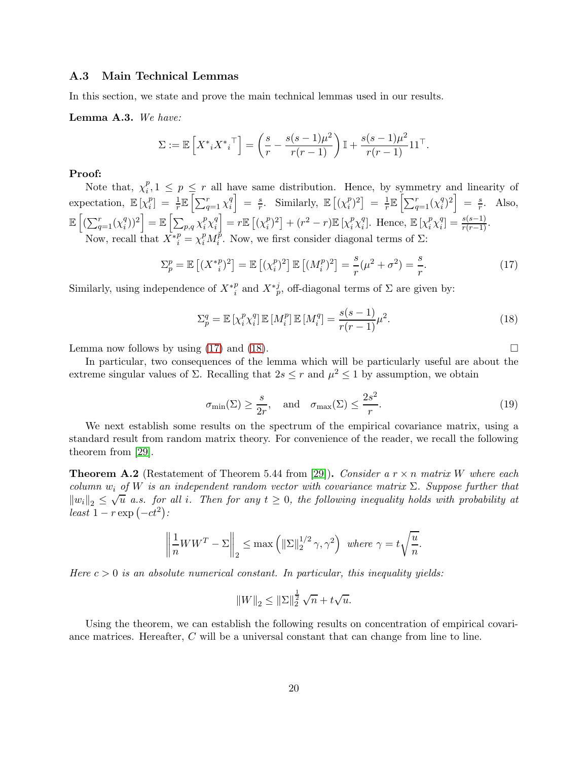### A.3 Main Technical Lemmas

In this section, we state and prove the main technical lemmas used in our results.

**Lemma A.3.** *We have:*

$$\Sigma := \mathbb{E}\left[X^*{}_i X^*{}_i{}^\top\right] = \left(\frac{s}{r} - \frac{s(s-1)\mu^2}{r(r-1)}\right)\mathbb{I} + \frac{s(s-1)\mu^2}{r(r-1)} 11^\top.$$

**Proof:**

Note that, $\chi_i^p, 1 \le p \le r$ all have same distribution. Hence, by symmetry and linearity of expectation, $\mathbb{E}\left[\chi_i^p\right] = \frac{1}{r}\mathbb{E}\left[\sum_{q=1}^r \chi_i^q\right] = \frac{s}{r}$. Similarly, $\mathbb{E}\left[(\chi_i^p)^2\right] = \frac{1}{r}\mathbb{E}\left[\sum_{q=1}^r (\chi_i^q)^2\right] = \frac{s}{r}$. Also, $\mathbb{E}\left[(\sum_{q=1}^r(\chi_i^q))^2\right] = \mathbb{E}\left[\sum_{p,q}\chi_i^p\chi_i^q\right] = r\mathbb{E}\left[(\chi_i^p)^2\right] + (r^2-r)\mathbb{E}\left[\chi_i^p\chi_i^q\right]$. Hence, $\mathbb{E}\left[\chi_i^p\chi_i^q\right] = \frac{s(s-1)}{r(r-1)}$.

Now, recall that $X^*{}_i^p = \chi_i^p M_i^p$. Now, we first consider diagonal terms of $\Sigma$:

$$\Sigma_p^p = \mathbb{E}\left[(X^*{}_i^p)^2\right] = \mathbb{E}\left[(\chi_i^p)^2\right]\mathbb{E}\left[(M_i^p)^2\right] = \frac{s}{r}(\mu^2+\sigma^2) = \frac{s}{r}. \tag{17}$$

Similarly, using independence of $X^*{}_i^p$ and $X^*{}_p^j$, off-diagonal terms of $\Sigma$ are given by:

$$\Sigma_p^q = \mathbb{E}\left[\chi_i^p\chi_i^q\right]\mathbb{E}\left[M_i^p\right]\mathbb{E}\left[M_i^q\right] = \frac{s(s-1)}{r(r-1)}\mu^2. \tag{18}$$

Lemma now follows by using (17) and (18). $\square$

In particular, two consequences of the lemma which will be particularly useful are about the extreme singular values of $\Sigma$. Recalling that $2s \le r$ and $\mu^2 \le 1$ by assumption, we obtain

$$\sigma_{\min}(\Sigma) \ge \frac{s}{2r}, \quad \text{and} \quad \sigma_{\max}(\Sigma) \le \frac{2s^2}{r}. \tag{19}$$

We next establish some results on the spectrum of the empirical covariance matrix, using a standard result from random matrix theory. For convenience of the reader, we recall the following theorem from [29].

**Theorem A.2** (Restatement of Theorem 5.44 from [29])**.** *Consider a $r \times n$ matrix $W$ where each column $w_i$ of $W$ is an independent random vector with covariance matrix $\Sigma$. Suppose further that $\|w_i\|_2 \le \sqrt{u}$ a.s. for all $i$. Then for any $t \ge 0$, the following inequality holds with probability at least $1 - r\exp\left(-ct^2\right)$:*

$$\left\|\frac{1}{n}WW^T - \Sigma\right\|_2 \le \max\left(\|\Sigma\|_2^{1/2}\gamma, \gamma^2\right) \text{ where } \gamma = t\sqrt{\frac{u}{n}}.$$

*Here $c > 0$ is an absolute numerical constant. In particular, this inequality yields:*

$$\|W\|_2 \le \|\Sigma\|_2^{\frac{1}{2}}\sqrt{n} + t\sqrt{u}.$$

Using the theorem, we can establish the following results on concentration of empirical covariance matrices. Hereafter, $C$ will be a universal constant that can change from line to line.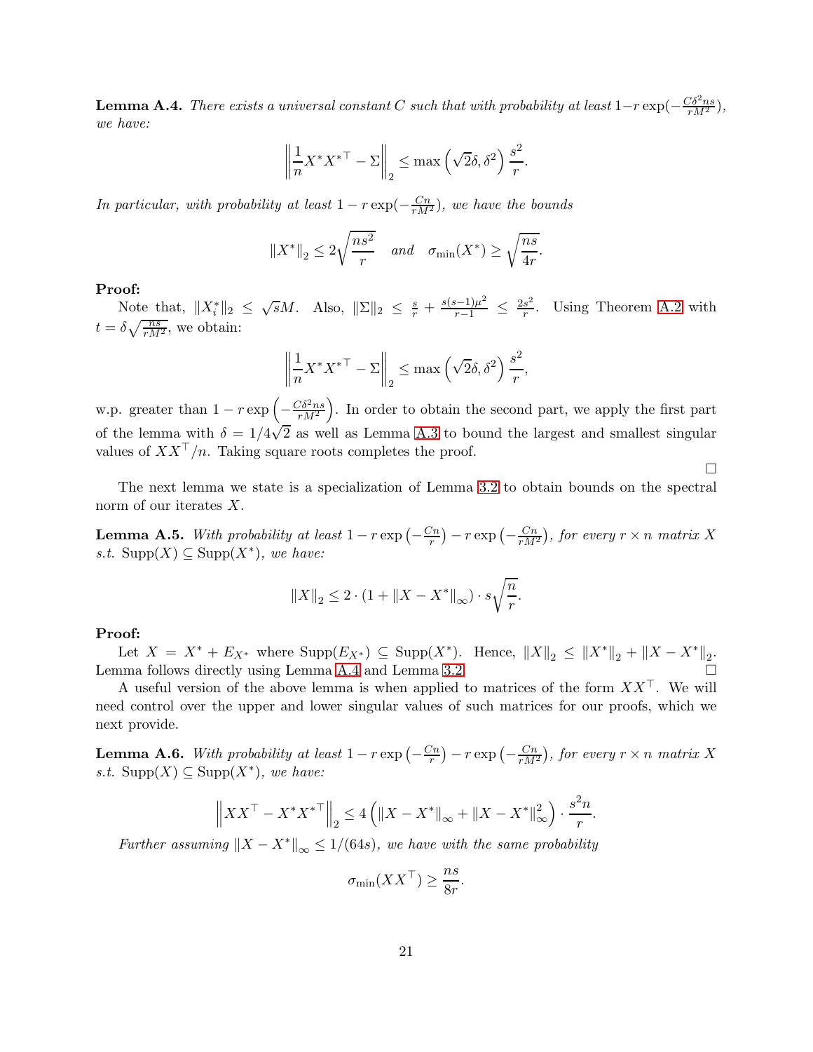**Lemma A.4.** *There exists a universal constant $C$ such that with probability at least $1-r\exp(-\frac{C\delta^2 ns}{rM^2})$, we have:*

$$\left\|\frac{1}{n}X^*{X^*}^\top - \Sigma\right\|_2 \leq \max\left(\sqrt{2}\delta, \delta^2\right)\frac{s^2}{r}.$$

*In particular, with probability at least $1-r\exp(-\frac{Cn}{rM^2})$, we have the bounds*

$$\|X^*\|_2 \leq 2\sqrt{\frac{ns^2}{r}} \quad \text{and} \quad \sigma_{\min}(X^*) \geq \sqrt{\frac{ns}{4r}}.$$

**Proof:**

Note that, $\|X_i^*\|_2 \leq \sqrt{s}M$. Also, $\|\Sigma\|_2 \leq \frac{s}{r} + \frac{s(s-1)\mu^2}{r-1} \leq \frac{2s^2}{r}$. Using Theorem A.2 with $t = \delta\sqrt{\frac{ns}{rM^2}}$, we obtain:

$$\left\|\frac{1}{n}X^*{X^*}^\top - \Sigma\right\|_2 \leq \max\left(\sqrt{2}\delta, \delta^2\right)\frac{s^2}{r},$$

w.p. greater than $1 - r\exp\left(-\frac{C\delta^2 ns}{rM^2}\right)$. In order to obtain the second part, we apply the first part of the lemma with $\delta = 1/4\sqrt{2}$ as well as Lemma A.3 to bound the largest and smallest singular values of $XX^\top/n$. Taking square roots completes the proof.

□

The next lemma we state is a specialization of Lemma 3.2 to obtain bounds on the spectral norm of our iterates $X$.

**Lemma A.5.** *With probability at least $1-r\exp\left(-\frac{Cn}{r}\right) - r\exp\left(-\frac{Cn}{rM^2}\right)$, for every $r\times n$ matrix $X$ s.t. $\mathrm{Supp}(X)\subseteq\mathrm{Supp}(X^*)$, we have:*

$$\|X\|_2 \leq 2\cdot(1+\|X-X^*\|_\infty)\cdot s\sqrt{\frac{n}{r}}.$$

**Proof:**

Let $X = X^* + E_{X^*}$ where $\mathrm{Supp}(E_{X^*})\subseteq\mathrm{Supp}(X^*)$. Hence, $\|X\|_2 \leq \|X^*\|_2 + \|X-X^*\|_2$. Lemma follows directly using Lemma A.4 and Lemma 3.2. □

A useful version of the above lemma is when applied to matrices of the form $XX^\top$. We will need control over the upper and lower singular values of such matrices for our proofs, which we next provide.

**Lemma A.6.** *With probability at least $1-r\exp\left(-\frac{Cn}{r}\right) - r\exp\left(-\frac{Cn}{rM^2}\right)$, for every $r\times n$ matrix $X$ s.t. $\mathrm{Supp}(X)\subseteq\mathrm{Supp}(X^*)$, we have:*

$$\left\|XX^\top - X^*{X^*}^\top\right\|_2 \leq 4\left(\|X-X^*\|_\infty + \|X-X^*\|_\infty^2\right)\cdot\frac{s^2 n}{r}.$$

*Further assuming $\|X-X^*\|_\infty \leq 1/(64s)$, we have with the same probability*

$$\sigma_{\min}(XX^\top) \geq \frac{ns}{8r}.$$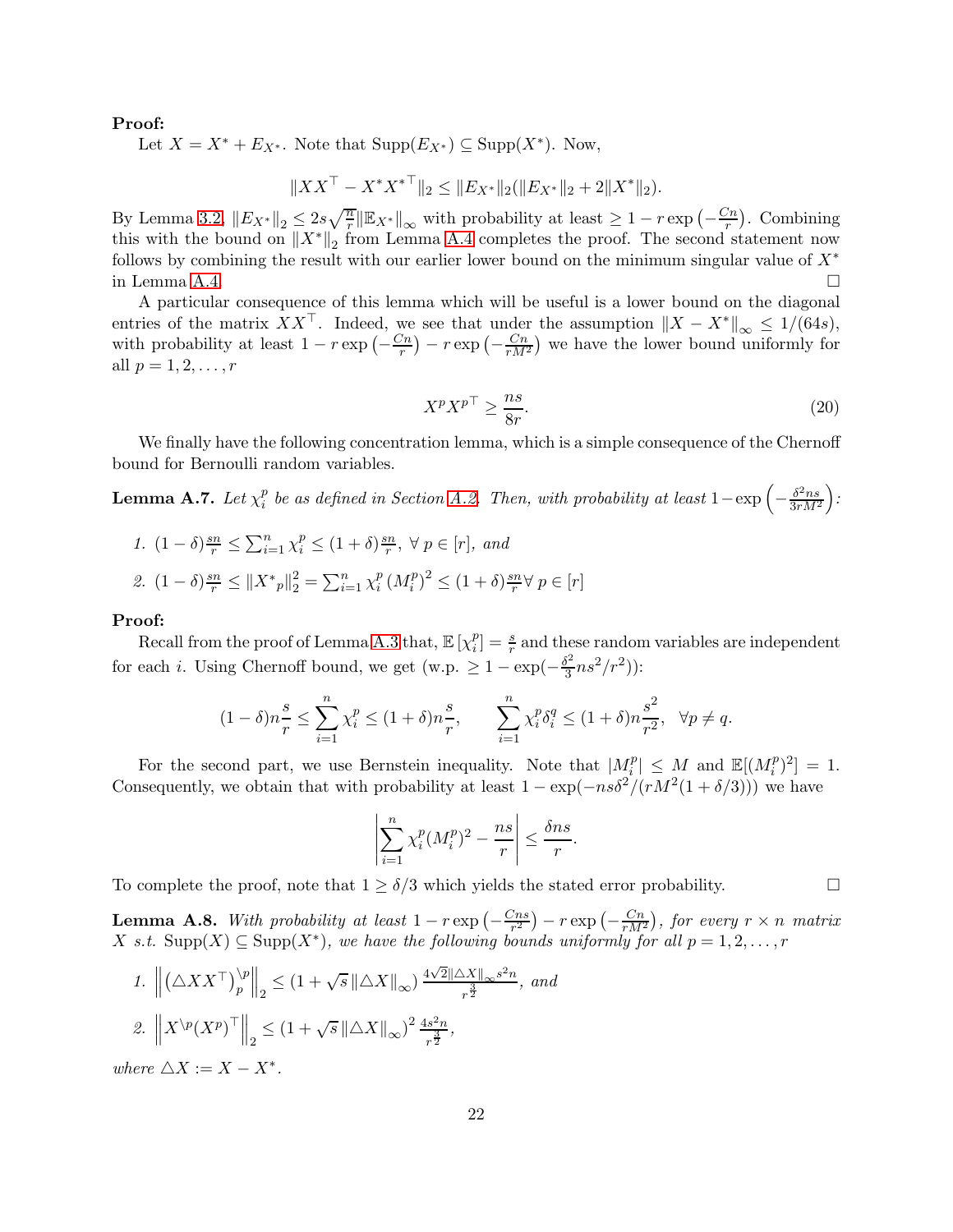**Proof:**

Let $X = X^* + E_{X^*}$. Note that $\text{Supp}(E_{X^*}) \subseteq \text{Supp}(X^*)$. Now,

$$\|XX^\top - X^*{X^*}^\top\|_2 \leq \|E_{X^*}\|_2(\|E_{X^*}\|_2 + 2\|X^*\|_2).$$

By Lemma 3.2, $\|E_{X^*}\|_2 \leq 2s\sqrt{\frac{n}{r}}\|\mathbb{E}_{X^*}\|_\infty$ with probability at least $\geq 1 - r\exp\left(-\frac{Cn}{r}\right)$. Combining this with the bound on $\|X^*\|_2$ from Lemma A.4 completes the proof. The second statement now follows by combining the result with our earlier lower bound on the minimum singular value of $X^*$ in Lemma A.4. $\square$

A particular consequence of this lemma which will be useful is a lower bound on the diagonal entries of the matrix $XX^\top$. Indeed, we see that under the assumption $\|X - X^*\|_\infty \leq 1/(64s)$, with probability at least $1 - r\exp\left(-\frac{Cn}{r}\right) - r\exp\left(-\frac{Cn}{rM^2}\right)$ we have the lower bound uniformly for all $p = 1, 2, \ldots, r$

$$X^p {X^p}^\top \geq \frac{ns}{8r}. \tag{20}$$

We finally have the following concentration lemma, which is a simple consequence of the Chernoff bound for Bernoulli random variables.

**Lemma A.7.** *Let $\chi_i^p$ be as defined in Section A.2. Then, with probability at least $1 - \exp\left(-\frac{\delta^2 ns}{3rM^2}\right)$:*

1. $(1-\delta)\frac{sn}{r} \leq \sum_{i=1}^n \chi_i^p \leq (1+\delta)\frac{sn}{r}, \ \forall \ p \in [r]$, *and*
2. $(1-\delta)\frac{sn}{r} \leq \|{X^*}_p\|_2^2 = \sum_{i=1}^n \chi_i^p \left(M_i^p\right)^2 \leq (1+\delta)\frac{sn}{r} \forall \ p \in [r]$

**Proof:**

Recall from the proof of Lemma A.3 that, $\mathbb{E}\left[\chi_i^p\right] = \frac{s}{r}$ and these random variables are independent for each $i$. Using Chernoff bound, we get (w.p. $\geq 1 - \exp(-\frac{\delta^2}{3}ns^2/r^2)$):

$$(1-\delta)n\frac{s}{r} \leq \sum_{i=1}^n \chi_i^p \leq (1+\delta)n\frac{s}{r}, \qquad \sum_{i=1}^n \chi_i^p \delta_i^q \leq (1+\delta)n\frac{s^2}{r^2}, \quad \forall p \neq q.$$

For the second part, we use Bernstein inequality. Note that $|M_i^p| \leq M$ and $\mathbb{E}[(M_i^p)^2] = 1$. Consequently, we obtain that with probability at least $1 - \exp(-ns\delta^2/(rM^2(1+\delta/3)))$ we have

$$\left|\sum_{i=1}^n \chi_i^p (M_i^p)^2 - \frac{ns}{r}\right| \leq \frac{\delta ns}{r}.$$

To complete the proof, note that $1 \geq \delta/3$ which yields the stated error probability. $\square$

**Lemma A.8.** *With probability at least $1 - r\exp\left(-\frac{Cns}{r^2}\right) - r\exp\left(-\frac{Cn}{rM^2}\right)$, for every $r \times n$ matrix $X$ s.t. $\text{Supp}(X) \subseteq \text{Supp}(X^*)$, we have the following bounds uniformly for all $p = 1, 2, \ldots, r$*

1. $\left\|\left(\triangle XX^\top\right)_p^{\setminus p}\right\|_2 \leq (1 + \sqrt{s}\,\|\triangle X\|_\infty)\,\frac{4\sqrt{2}\|\triangle X\|_\infty s^2 n}{r^{\frac{3}{2}}}$, *and*
2. $\left\|X^{\setminus p}(X^p)^\top\right\|_2 \leq (1 + \sqrt{s}\,\|\triangle X\|_\infty)^2\,\frac{4s^2 n}{r^{\frac{3}{2}}}$,

*where $\triangle X := X - X^*$.*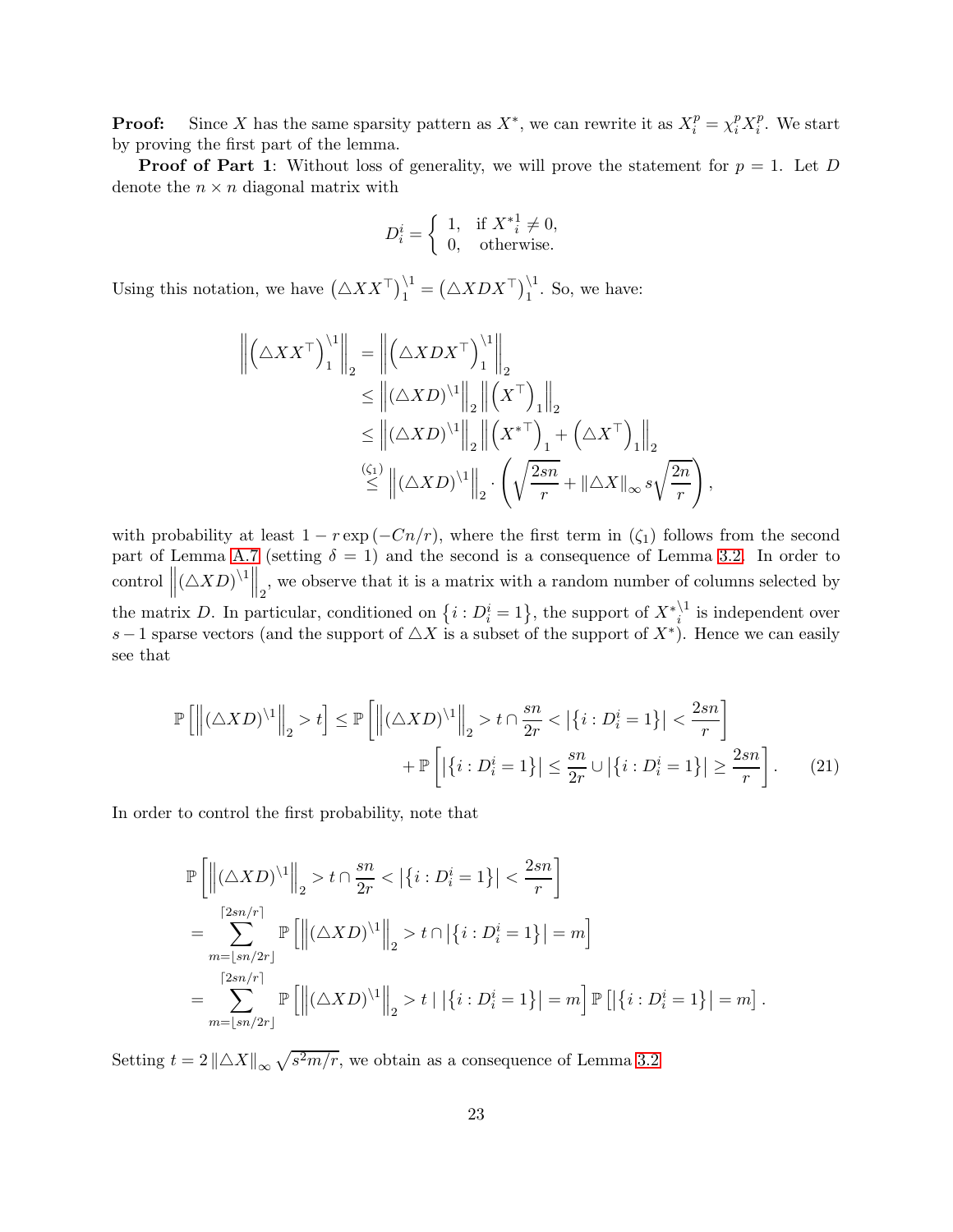**Proof:** Since $X$ has the same sparsity pattern as $X^*$, we can rewrite it as $X_i^p = \chi_i^p X_i^p$. We start by proving the first part of the lemma.

**Proof of Part 1**: Without loss of generality, we will prove the statement for $p = 1$. Let $D$ denote the $n \times n$ diagonal matrix with

$$D_i^i = \begin{cases} 1, & \text{if } {X^*}_i^1 \neq 0, \\ 0, & \text{otherwise.} \end{cases}$$

Using this notation, we have $\left(\triangle X X^\top\right)_1^{\setminus 1} = \left(\triangle X D X^\top\right)_1^{\setminus 1}$. So, we have:

$$\begin{aligned}
\left\| \left(\triangle X X^\top\right)_1^{\setminus 1} \right\|_2 &= \left\| \left(\triangle X D X^\top\right)_1^{\setminus 1} \right\|_2 \\
&\leq \left\| \left(\triangle X D\right)^{\setminus 1} \right\|_2 \left\| \left(X^\top\right)_1 \right\|_2 \\
&\leq \left\| \left(\triangle X D\right)^{\setminus 1} \right\|_2 \left\| \left({X^*}^\top\right)_1 + \left(\triangle X^\top\right)_1 \right\|_2 \\
&\overset{(\zeta_1)}{\leq} \left\| \left(\triangle X D\right)^{\setminus 1} \right\|_2 \cdot \left( \sqrt{\frac{2sn}{r}} + \left\| \triangle X \right\|_\infty s \sqrt{\frac{2n}{r}} \right),
\end{aligned}$$

with probability at least $1 - r\exp\left(-Cn/r\right)$, where the first term in $(\zeta_1)$ follows from the second part of Lemma A.7 (setting $\delta = 1$) and the second is a consequence of Lemma 3.2. In order to control $\left\| \left(\triangle X D\right)^{\setminus 1} \right\|_2$, we observe that it is a matrix with a random number of columns selected by the matrix $D$. In particular, conditioned on $\left\{ i : D_i^i = 1 \right\}$, the support of ${X^*}_i^{\setminus 1}$ is independent over $s - 1$ sparse vectors (and the support of $\triangle X$ is a subset of the support of $X^*$). Hence we can easily see that

$$\begin{aligned}
\mathbb{P}\left[ \left\| \left(\triangle X D\right)^{\setminus 1} \right\|_2 > t \right] \leq \mathbb{P}&\left[ \left\| \left(\triangle X D\right)^{\setminus 1} \right\|_2 > t \cap \frac{sn}{2r} < \left| \left\{ i : D_i^i = 1 \right\} \right| < \frac{2sn}{r} \right] \\
&+ \mathbb{P}\left[ \left| \left\{ i : D_i^i = 1 \right\} \right| \leq \frac{sn}{2r} \cup \left| \left\{ i : D_i^i = 1 \right\} \right| \geq \frac{2sn}{r} \right]. \qquad (21)
\end{aligned}$$

In order to control the first probability, note that

$$\begin{aligned}
&\mathbb{P}\left[ \left\| \left(\triangle X D\right)^{\setminus 1} \right\|_2 > t \cap \frac{sn}{2r} < \left| \left\{ i : D_i^i = 1 \right\} \right| < \frac{2sn}{r} \right] \\
&= \sum_{m = \lfloor sn/2r \rfloor}^{\lceil 2sn/r \rceil} \mathbb{P}\left[ \left\| \left(\triangle X D\right)^{\setminus 1} \right\|_2 > t \cap \left| \left\{ i : D_i^i = 1 \right\} \right| = m \right] \\
&= \sum_{m = \lfloor sn/2r \rfloor}^{\lceil 2sn/r \rceil} \mathbb{P}\left[ \left\| \left(\triangle X D\right)^{\setminus 1} \right\|_2 > t \mid \left| \left\{ i : D_i^i = 1 \right\} \right| = m \right] \mathbb{P}\left[ \left| \left\{ i : D_i^i = 1 \right\} \right| = m \right].
\end{aligned}$$

Setting $t = 2\left\| \triangle X \right\|_\infty \sqrt{s^2 m / r}$, we obtain as a consequence of Lemma 3.2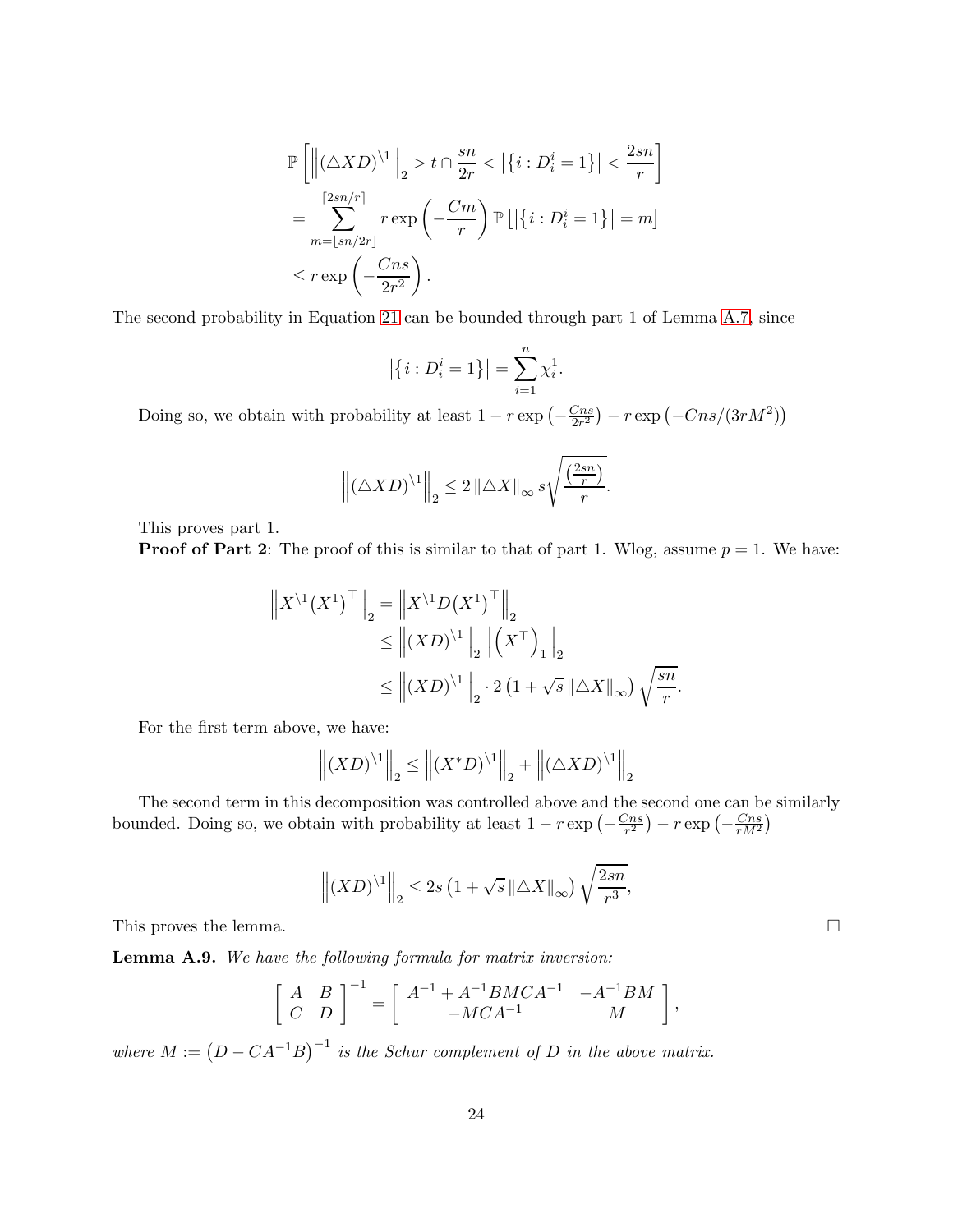$$
\begin{aligned}
&\mathbb{P}\left[\left\|(\triangle XD)^{\setminus 1}\right\|_2 > t \cap \frac{sn}{2r} < \left|\left\{i : D_i^i = 1\right\}\right| < \frac{2sn}{r}\right] \\
&= \sum_{m=\lfloor sn/2r \rfloor}^{\lceil 2sn/r \rceil} r \exp\left(-\frac{Cm}{r}\right) \mathbb{P}\left[\left|\left\{i : D_i^i = 1\right\}\right| = m\right] \\
&\leq r \exp\left(-\frac{Cns}{2r^2}\right).
\end{aligned}
$$

The second probability in Equation 21 can be bounded through part 1 of Lemma A.7, since

$$
\left|\left\{i : D_i^i = 1\right\}\right| = \sum_{i=1}^{n} \chi_i^1.
$$

Doing so, we obtain with probability at least $1 - r\exp\left(-\frac{Cns}{2r^2}\right) - r\exp\left(-Cns/(3rM^2)\right)$

$$
\left\|(\triangle XD)^{\setminus 1}\right\|_2 \leq 2 \left\|\triangle X\right\|_\infty s \sqrt{\frac{\left(\frac{2sn}{r}\right)}{r}}.
$$

This proves part 1.

**Proof of Part 2**: The proof of this is similar to that of part 1. Wlog, assume $p = 1$. We have:

$$
\begin{aligned}
\left\|X^{\setminus 1}\left(X^1\right)^\top\right\|_2 &= \left\|X^{\setminus 1} D \left(X^1\right)^\top\right\|_2 \\
&\leq \left\|(XD)^{\setminus 1}\right\|_2 \left\|\left(X^\top\right)_1\right\|_2 \\
&\leq \left\|(XD)^{\setminus 1}\right\|_2 \cdot 2\left(1 + \sqrt{s}\left\|\triangle X\right\|_\infty\right)\sqrt{\frac{sn}{r}}.
\end{aligned}
$$

For the first term above, we have:

$$
\left\|(XD)^{\setminus 1}\right\|_2 \leq \left\|(X^* D)^{\setminus 1}\right\|_2 + \left\|(\triangle XD)^{\setminus 1}\right\|_2
$$

The second term in this decomposition was controlled above and the second one can be similarly bounded. Doing so, we obtain with probability at least $1 - r\exp\left(-\frac{Cns}{r^2}\right) - r\exp\left(-\frac{Cns}{rM^2}\right)$

$$
\left\|(XD)^{\setminus 1}\right\|_2 \leq 2s\left(1 + \sqrt{s}\left\|\triangle X\right\|_\infty\right)\sqrt{\frac{2sn}{r^3}},
$$

This proves the lemma. □

**Lemma A.9.** *We have the following formula for matrix inversion:*

$$
\begin{bmatrix} A & B \\ C & D \end{bmatrix}^{-1} = \begin{bmatrix} A^{-1} + A^{-1}BMCA^{-1} & -A^{-1}BM \\ -MCA^{-1} & M \end{bmatrix},
$$

*where $M := \left(D - CA^{-1}B\right)^{-1}$ is the Schur complement of $D$ in the above matrix.*